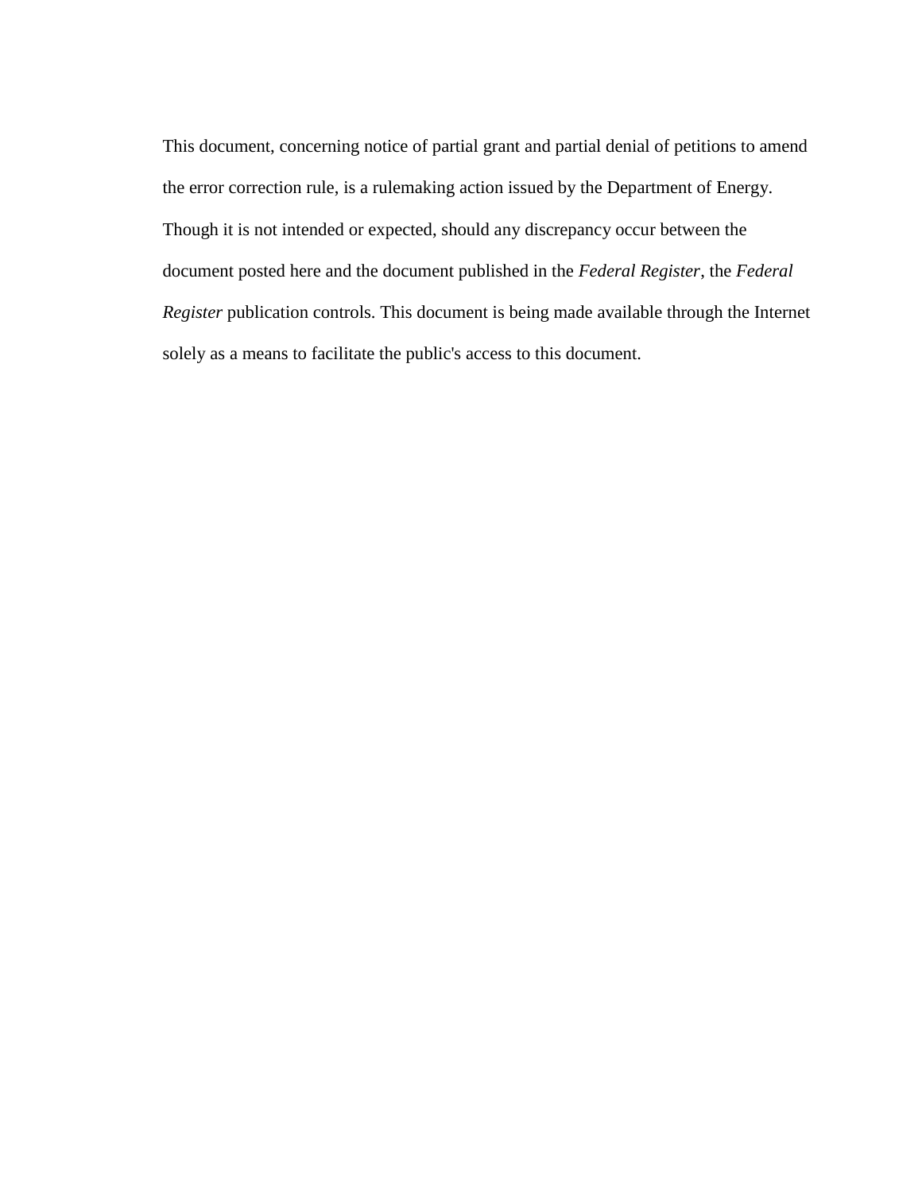This document, concerning notice of partial grant and partial denial of petitions to amend the error correction rule, is a rulemaking action issued by the Department of Energy. Though it is not intended or expected, should any discrepancy occur between the document posted here and the document published in the *Federal Register*, the *Federal Register* publication controls. This document is being made available through the Internet solely as a means to facilitate the public's access to this document.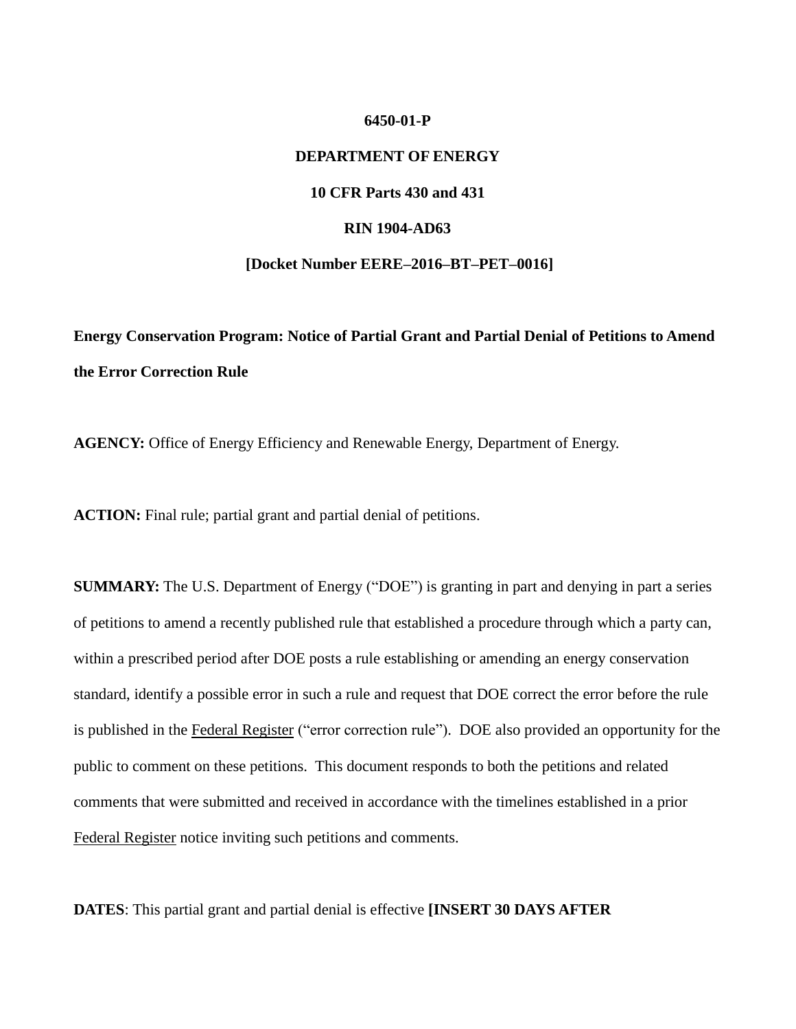**6450-01-P**

**DEPARTMENT OF ENERGY**

**10 CFR Parts 430 and 431**

**RIN 1904-AD63**

**[Docket Number EERE–2016–BT–PET–0016]**

**Energy Conservation Program: Notice of Partial Grant and Partial Denial of Petitions to Amend the Error Correction Rule**

**AGENCY:** Office of Energy Efficiency and Renewable Energy, Department of Energy.

**ACTION:** Final rule; partial grant and partial denial of petitions.

**SUMMARY:** The U.S. Department of Energy ("DOE") is granting in part and denying in part a series of petitions to amend a recently published rule that established a procedure through which a party can, within a prescribed period after DOE posts a rule establishing or amending an energy conservation standard, identify a possible error in such a rule and request that DOE correct the error before the rule is published in the Federal Register ("error correction rule"). DOE also provided an opportunity for the public to comment on these petitions. This document responds to both the petitions and related comments that were submitted and received in accordance with the timelines established in a prior Federal Register notice inviting such petitions and comments.

**DATES**: This partial grant and partial denial is effective **[INSERT 30 DAYS AFTER**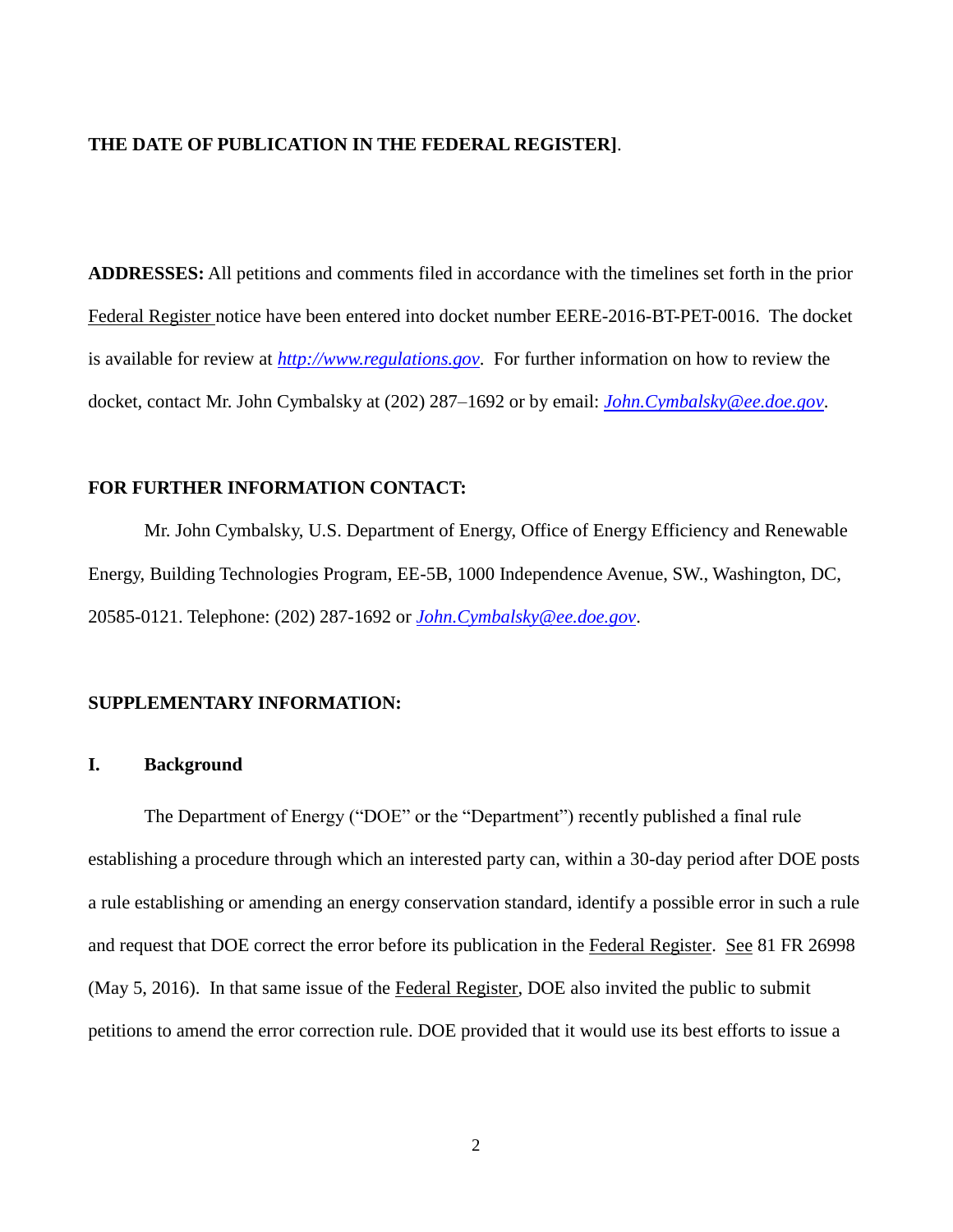**THE DATE OF PUBLICATION IN THE FEDERAL REGISTER]**.

**ADDRESSES:** All petitions and comments filed in accordance with the timelines set forth in the prior Federal Register notice have been entered into docket number EERE-2016-BT-PET-0016. The docket is available for review at *http://www.regulations.gov*. For further information on how to review the docket, contact Mr. John Cymbalsky at (202) 287–1692 or by email: *John.Cymbalsky@ee.doe.gov*.

**FOR FURTHER INFORMATION CONTACT:**

Mr. John Cymbalsky, U.S. Department of Energy, Office of Energy Efficiency and Renewable Energy, Building Technologies Program, EE-5B, 1000 Independence Avenue, SW., Washington, DC, 20585-0121. Telephone: (202) 287-1692 or *John.Cymbalsky@ee.doe.gov*.

**SUPPLEMENTARY INFORMATION:**

## I. Background

The Department of Energy ("DOE" or the "Department") recently published a final rule establishing a procedure through which an interested party can, within a 30-day period after DOE posts a rule establishing or amending an energy conservation standard, identify a possible error in such a rule and request that DOE correct the error before its publication in the Federal Register. See 81 FR 26998 (May 5, 2016). In that same issue of the Federal Register, DOE also invited the public to submit petitions to amend the error correction rule. DOE provided that it would use its best efforts to issue a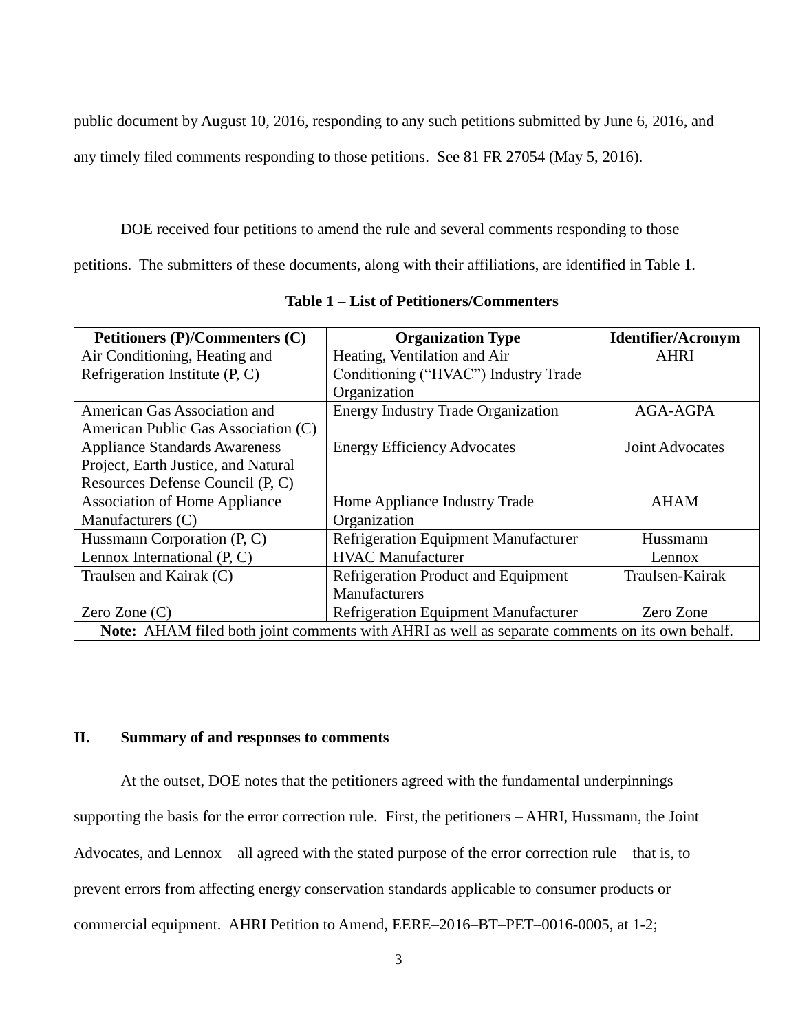public document by August 10, 2016, responding to any such petitions submitted by June 6, 2016, and any timely filed comments responding to those petitions. See 81 FR 27054 (May 5, 2016).

DOE received four petitions to amend the rule and several comments responding to those petitions. The submitters of these documents, along with their affiliations, are identified in Table 1.

**Table 1 – List of Petitioners/Commenters**

| Petitioners (P)/Commenters (C) | Organization Type | Identifier/Acronym |
|---|---|---|
| Air Conditioning, Heating and Refrigeration Institute (P, C) | Heating, Ventilation and Air Conditioning ("HVAC") Industry Trade Organization | AHRI |
| American Gas Association and American Public Gas Association (C) | Energy Industry Trade Organization | AGA-AGPA |
| Appliance Standards Awareness Project, Earth Justice, and Natural Resources Defense Council (P, C) | Energy Efficiency Advocates | Joint Advocates |
| Association of Home Appliance Manufacturers (C) | Home Appliance Industry Trade Organization | AHAM |
| Hussmann Corporation (P, C) | Refrigeration Equipment Manufacturer | Hussmann |
| Lennox International (P, C) | HVAC Manufacturer | Lennox |
| Traulsen and Kairak (C) | Refrigeration Product and Equipment Manufacturers | Traulsen-Kairak |
| Zero Zone (C) | Refrigeration Equipment Manufacturer | Zero Zone |
| **Note:** AHAM filed both joint comments with AHRI as well as separate comments on its own behalf. | | |

## II. Summary of and responses to comments

At the outset, DOE notes that the petitioners agreed with the fundamental underpinnings supporting the basis for the error correction rule. First, the petitioners – AHRI, Hussmann, the Joint Advocates, and Lennox – all agreed with the stated purpose of the error correction rule – that is, to prevent errors from affecting energy conservation standards applicable to consumer products or commercial equipment. AHRI Petition to Amend, EERE–2016–BT–PET–0016-0005, at 1-2;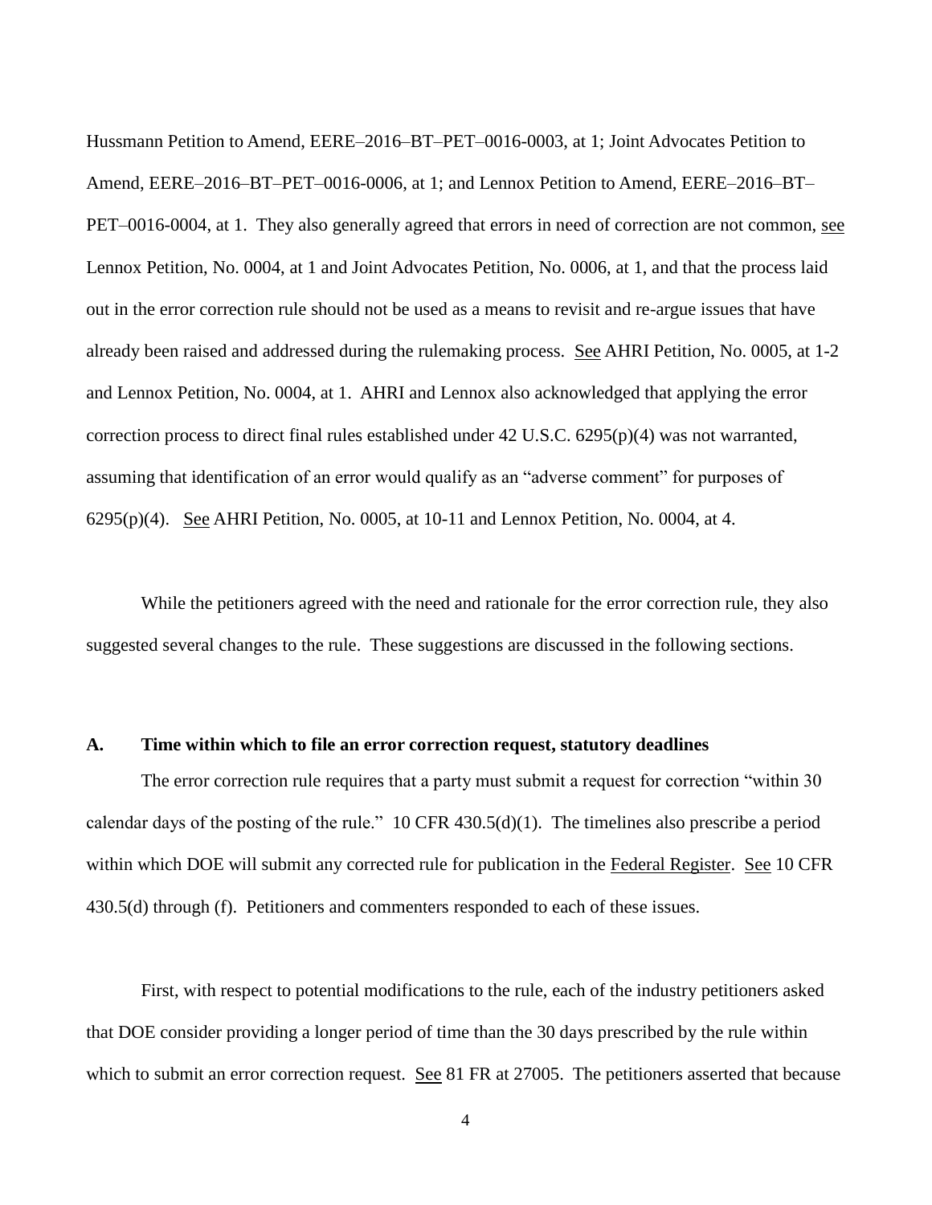Hussmann Petition to Amend, EERE–2016–BT–PET–0016-0003, at 1; Joint Advocates Petition to Amend, EERE–2016–BT–PET–0016-0006, at 1; and Lennox Petition to Amend, EERE–2016–BT–PET–0016-0004, at 1. They also generally agreed that errors in need of correction are not common, see Lennox Petition, No. 0004, at 1 and Joint Advocates Petition, No. 0006, at 1, and that the process laid out in the error correction rule should not be used as a means to revisit and re-argue issues that have already been raised and addressed during the rulemaking process. See AHRI Petition, No. 0005, at 1-2 and Lennox Petition, No. 0004, at 1. AHRI and Lennox also acknowledged that applying the error correction process to direct final rules established under 42 U.S.C. 6295(p)(4) was not warranted, assuming that identification of an error would qualify as an "adverse comment" for purposes of 6295(p)(4). See AHRI Petition, No. 0005, at 10-11 and Lennox Petition, No. 0004, at 4.

While the petitioners agreed with the need and rationale for the error correction rule, they also suggested several changes to the rule. These suggestions are discussed in the following sections.

## A. Time within which to file an error correction request, statutory deadlines

The error correction rule requires that a party must submit a request for correction "within 30 calendar days of the posting of the rule." 10 CFR 430.5(d)(1). The timelines also prescribe a period within which DOE will submit any corrected rule for publication in the Federal Register. See 10 CFR 430.5(d) through (f). Petitioners and commenters responded to each of these issues.

First, with respect to potential modifications to the rule, each of the industry petitioners asked that DOE consider providing a longer period of time than the 30 days prescribed by the rule within which to submit an error correction request. See 81 FR at 27005. The petitioners asserted that because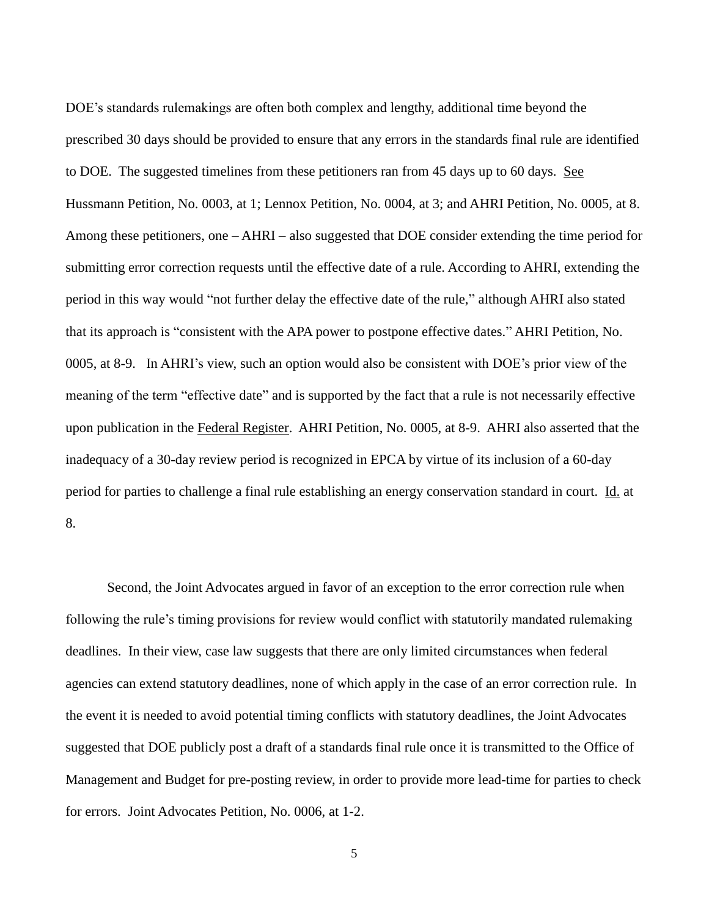DOE's standards rulemakings are often both complex and lengthy, additional time beyond the prescribed 30 days should be provided to ensure that any errors in the standards final rule are identified to DOE. The suggested timelines from these petitioners ran from 45 days up to 60 days. See Hussmann Petition, No. 0003, at 1; Lennox Petition, No. 0004, at 3; and AHRI Petition, No. 0005, at 8. Among these petitioners, one – AHRI – also suggested that DOE consider extending the time period for submitting error correction requests until the effective date of a rule. According to AHRI, extending the period in this way would "not further delay the effective date of the rule," although AHRI also stated that its approach is "consistent with the APA power to postpone effective dates." AHRI Petition, No. 0005, at 8-9. In AHRI's view, such an option would also be consistent with DOE's prior view of the meaning of the term "effective date" and is supported by the fact that a rule is not necessarily effective upon publication in the Federal Register. AHRI Petition, No. 0005, at 8-9. AHRI also asserted that the inadequacy of a 30-day review period is recognized in EPCA by virtue of its inclusion of a 60-day period for parties to challenge a final rule establishing an energy conservation standard in court. Id. at 8.

Second, the Joint Advocates argued in favor of an exception to the error correction rule when following the rule's timing provisions for review would conflict with statutorily mandated rulemaking deadlines. In their view, case law suggests that there are only limited circumstances when federal agencies can extend statutory deadlines, none of which apply in the case of an error correction rule. In the event it is needed to avoid potential timing conflicts with statutory deadlines, the Joint Advocates suggested that DOE publicly post a draft of a standards final rule once it is transmitted to the Office of Management and Budget for pre-posting review, in order to provide more lead-time for parties to check for errors. Joint Advocates Petition, No. 0006, at 1-2.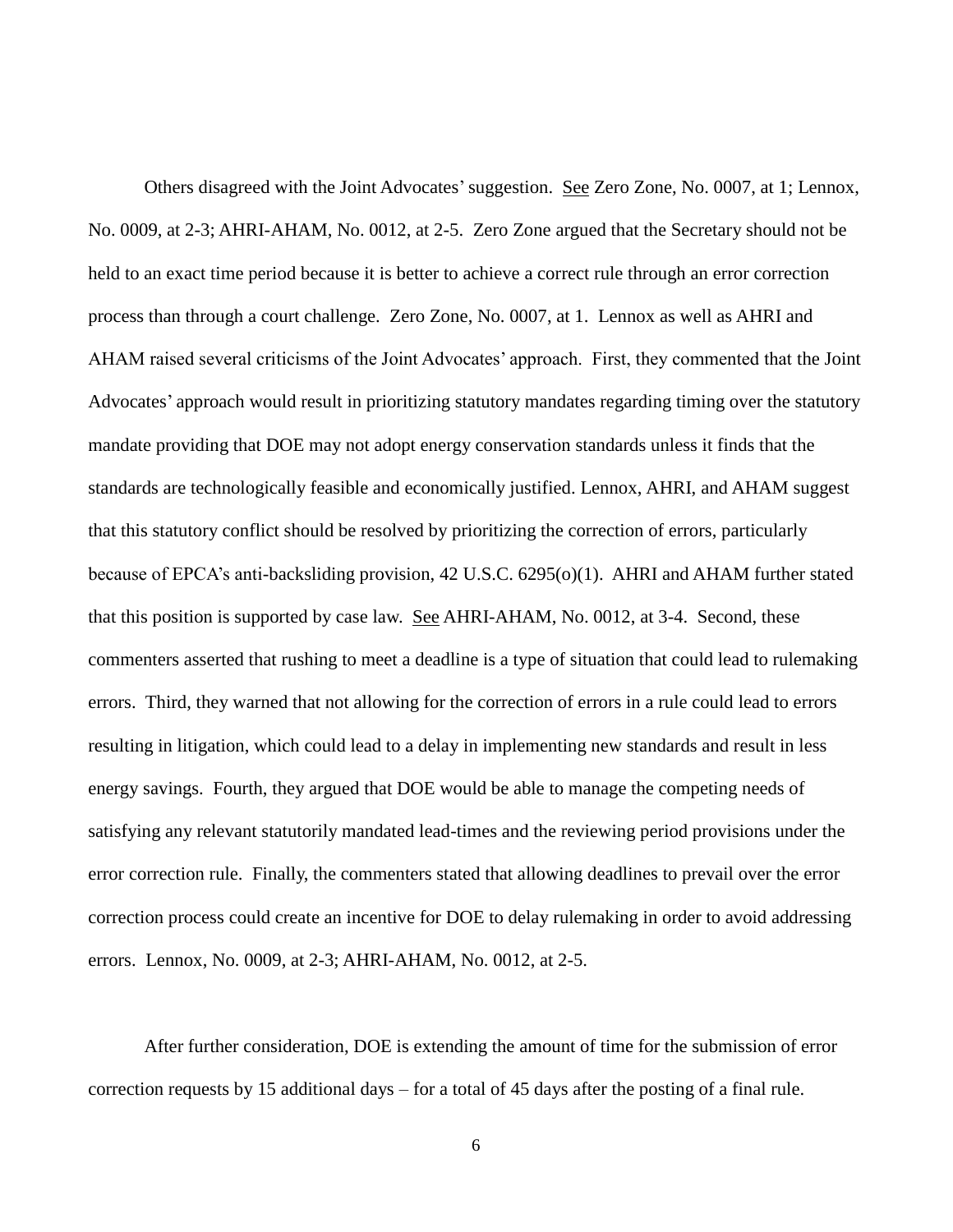Others disagreed with the Joint Advocates' suggestion. See Zero Zone, No. 0007, at 1; Lennox, No. 0009, at 2-3; AHRI-AHAM, No. 0012, at 2-5. Zero Zone argued that the Secretary should not be held to an exact time period because it is better to achieve a correct rule through an error correction process than through a court challenge. Zero Zone, No. 0007, at 1. Lennox as well as AHRI and AHAM raised several criticisms of the Joint Advocates' approach. First, they commented that the Joint Advocates' approach would result in prioritizing statutory mandates regarding timing over the statutory mandate providing that DOE may not adopt energy conservation standards unless it finds that the standards are technologically feasible and economically justified. Lennox, AHRI, and AHAM suggest that this statutory conflict should be resolved by prioritizing the correction of errors, particularly because of EPCA's anti-backsliding provision, 42 U.S.C. 6295(o)(1). AHRI and AHAM further stated that this position is supported by case law. See AHRI-AHAM, No. 0012, at 3-4. Second, these commenters asserted that rushing to meet a deadline is a type of situation that could lead to rulemaking errors. Third, they warned that not allowing for the correction of errors in a rule could lead to errors resulting in litigation, which could lead to a delay in implementing new standards and result in less energy savings. Fourth, they argued that DOE would be able to manage the competing needs of satisfying any relevant statutorily mandated lead-times and the reviewing period provisions under the error correction rule. Finally, the commenters stated that allowing deadlines to prevail over the error correction process could create an incentive for DOE to delay rulemaking in order to avoid addressing errors. Lennox, No. 0009, at 2-3; AHRI-AHAM, No. 0012, at 2-5.

After further consideration, DOE is extending the amount of time for the submission of error correction requests by 15 additional days – for a total of 45 days after the posting of a final rule.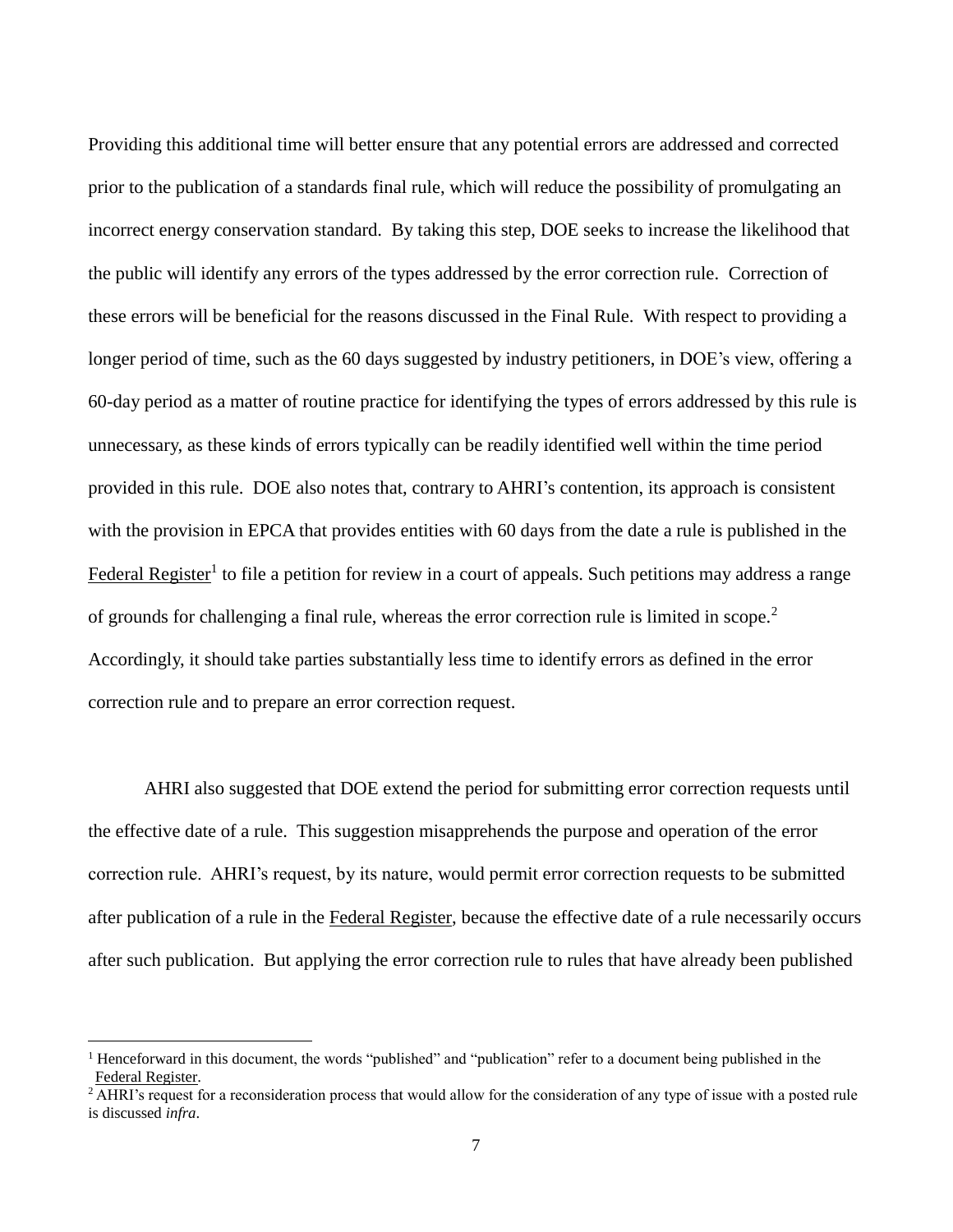Providing this additional time will better ensure that any potential errors are addressed and corrected prior to the publication of a standards final rule, which will reduce the possibility of promulgating an incorrect energy conservation standard. By taking this step, DOE seeks to increase the likelihood that the public will identify any errors of the types addressed by the error correction rule. Correction of these errors will be beneficial for the reasons discussed in the Final Rule. With respect to providing a longer period of time, such as the 60 days suggested by industry petitioners, in DOE's view, offering a 60-day period as a matter of routine practice for identifying the types of errors addressed by this rule is unnecessary, as these kinds of errors typically can be readily identified well within the time period provided in this rule. DOE also notes that, contrary to AHRI's contention, its approach is consistent with the provision in EPCA that provides entities with 60 days from the date a rule is published in the Federal Register[1] to file a petition for review in a court of appeals. Such petitions may address a range of grounds for challenging a final rule, whereas the error correction rule is limited in scope.[2] Accordingly, it should take parties substantially less time to identify errors as defined in the error correction rule and to prepare an error correction request.

AHRI also suggested that DOE extend the period for submitting error correction requests until the effective date of a rule. This suggestion misapprehends the purpose and operation of the error correction rule. AHRI's request, by its nature, would permit error correction requests to be submitted after publication of a rule in the Federal Register, because the effective date of a rule necessarily occurs after such publication. But applying the error correction rule to rules that have already been published

[1] Henceforward in this document, the words "published" and "publication" refer to a document being published in the Federal Register.

[2] AHRI's request for a reconsideration process that would allow for the consideration of any type of issue with a posted rule is discussed *infra*.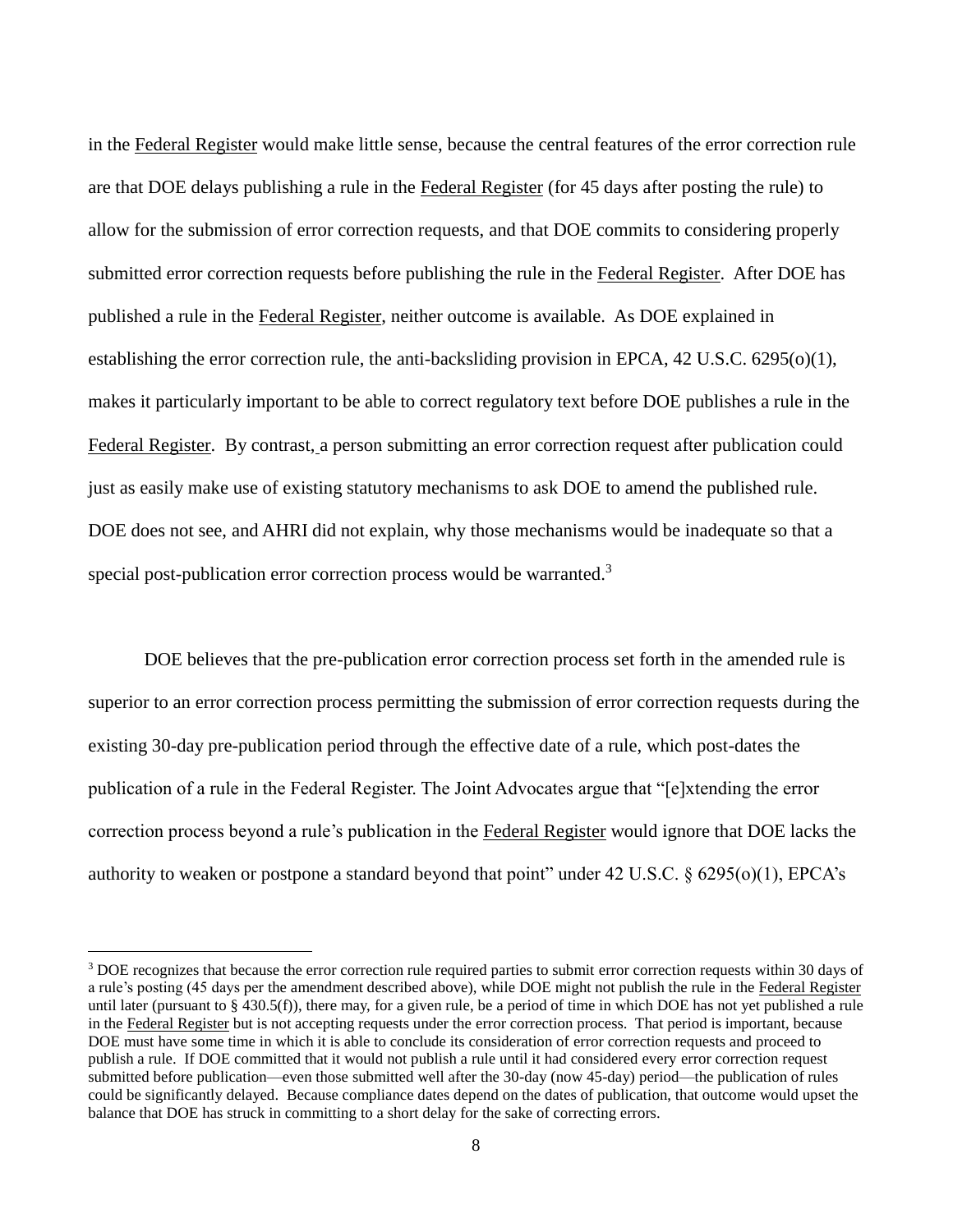in the Federal Register would make little sense, because the central features of the error correction rule are that DOE delays publishing a rule in the Federal Register (for 45 days after posting the rule) to allow for the submission of error correction requests, and that DOE commits to considering properly submitted error correction requests before publishing the rule in the Federal Register. After DOE has published a rule in the Federal Register, neither outcome is available. As DOE explained in establishing the error correction rule, the anti-backsliding provision in EPCA, 42 U.S.C. 6295(o)(1), makes it particularly important to be able to correct regulatory text before DOE publishes a rule in the Federal Register. By contrast, a person submitting an error correction request after publication could just as easily make use of existing statutory mechanisms to ask DOE to amend the published rule. DOE does not see, and AHRI did not explain, why those mechanisms would be inadequate so that a special post-publication error correction process would be warranted.[3]

DOE believes that the pre-publication error correction process set forth in the amended rule is superior to an error correction process permitting the submission of error correction requests during the existing 30-day pre-publication period through the effective date of a rule, which post-dates the publication of a rule in the Federal Register. The Joint Advocates argue that "[e]xtending the error correction process beyond a rule's publication in the Federal Register would ignore that DOE lacks the authority to weaken or postpone a standard beyond that point" under 42 U.S.C. § 6295(o)(1), EPCA's

[3] DOE recognizes that because the error correction rule required parties to submit error correction requests within 30 days of a rule's posting (45 days per the amendment described above), while DOE might not publish the rule in the Federal Register until later (pursuant to § 430.5(f)), there may, for a given rule, be a period of time in which DOE has not yet published a rule in the Federal Register but is not accepting requests under the error correction process. That period is important, because DOE must have some time in which it is able to conclude its consideration of error correction requests and proceed to publish a rule. If DOE committed that it would not publish a rule until it had considered every error correction request submitted before publication—even those submitted well after the 30-day (now 45-day) period—the publication of rules could be significantly delayed. Because compliance dates depend on the dates of publication, that outcome would upset the balance that DOE has struck in committing to a short delay for the sake of correcting errors.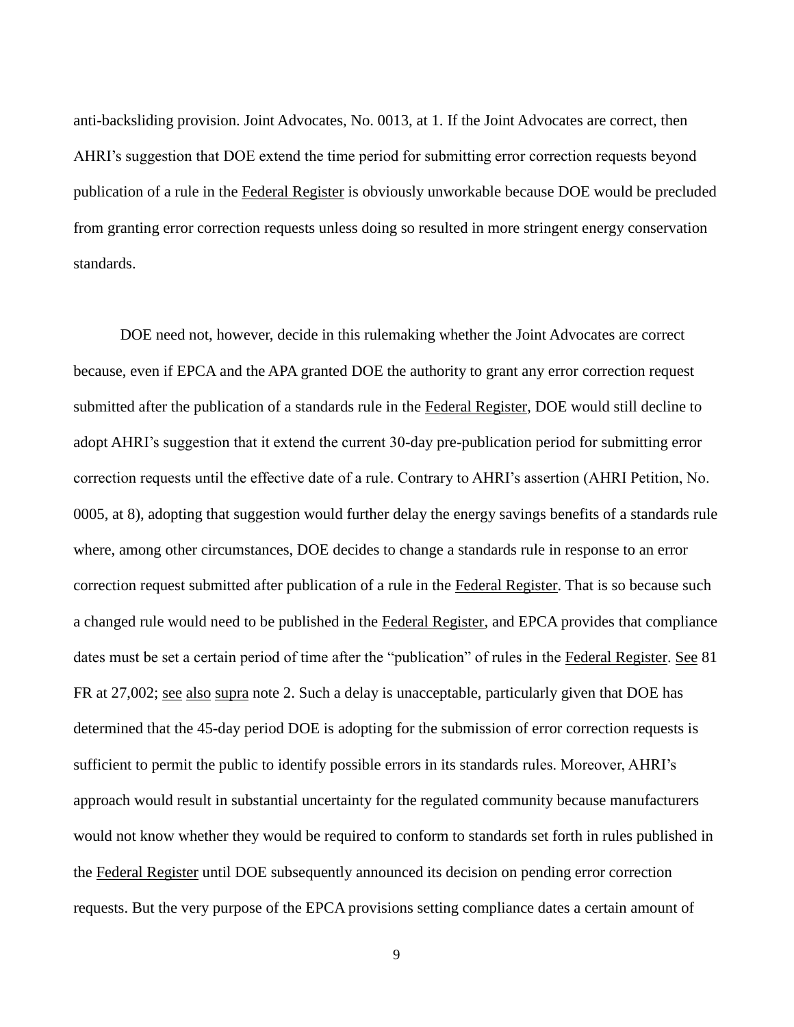anti-backsliding provision. Joint Advocates, No. 0013, at 1. If the Joint Advocates are correct, then AHRI's suggestion that DOE extend the time period for submitting error correction requests beyond publication of a rule in the Federal Register is obviously unworkable because DOE would be precluded from granting error correction requests unless doing so resulted in more stringent energy conservation standards.

DOE need not, however, decide in this rulemaking whether the Joint Advocates are correct because, even if EPCA and the APA granted DOE the authority to grant any error correction request submitted after the publication of a standards rule in the Federal Register, DOE would still decline to adopt AHRI's suggestion that it extend the current 30-day pre-publication period for submitting error correction requests until the effective date of a rule. Contrary to AHRI's assertion (AHRI Petition, No. 0005, at 8), adopting that suggestion would further delay the energy savings benefits of a standards rule where, among other circumstances, DOE decides to change a standards rule in response to an error correction request submitted after publication of a rule in the Federal Register. That is so because such a changed rule would need to be published in the Federal Register, and EPCA provides that compliance dates must be set a certain period of time after the "publication" of rules in the Federal Register. See 81 FR at 27,002; see also supra note 2. Such a delay is unacceptable, particularly given that DOE has determined that the 45-day period DOE is adopting for the submission of error correction requests is sufficient to permit the public to identify possible errors in its standards rules. Moreover, AHRI's approach would result in substantial uncertainty for the regulated community because manufacturers would not know whether they would be required to conform to standards set forth in rules published in the Federal Register until DOE subsequently announced its decision on pending error correction requests. But the very purpose of the EPCA provisions setting compliance dates a certain amount of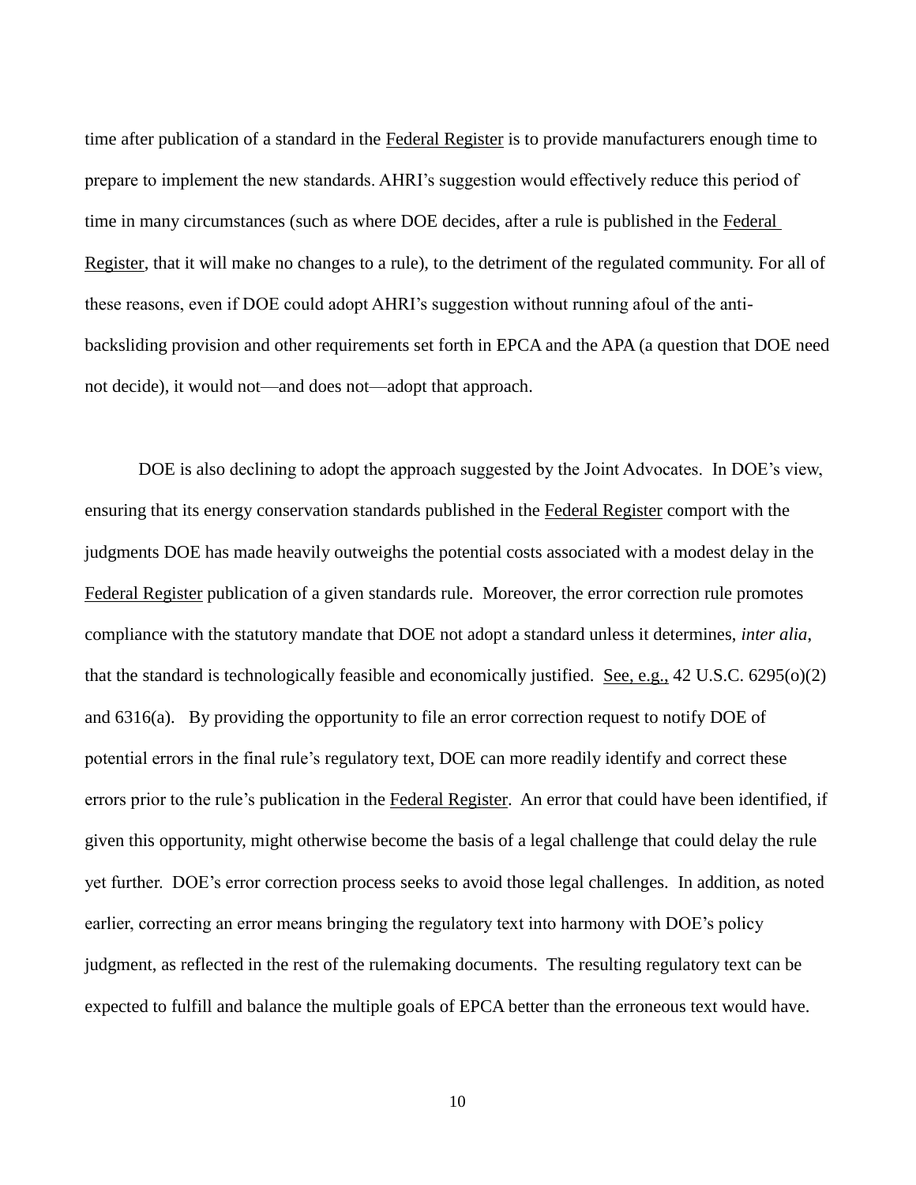time after publication of a standard in the Federal Register is to provide manufacturers enough time to prepare to implement the new standards. AHRI's suggestion would effectively reduce this period of time in many circumstances (such as where DOE decides, after a rule is published in the Federal Register, that it will make no changes to a rule), to the detriment of the regulated community. For all of these reasons, even if DOE could adopt AHRI's suggestion without running afoul of the anti-backsliding provision and other requirements set forth in EPCA and the APA (a question that DOE need not decide), it would not—and does not—adopt that approach.

DOE is also declining to adopt the approach suggested by the Joint Advocates. In DOE's view, ensuring that its energy conservation standards published in the Federal Register comport with the judgments DOE has made heavily outweighs the potential costs associated with a modest delay in the Federal Register publication of a given standards rule. Moreover, the error correction rule promotes compliance with the statutory mandate that DOE not adopt a standard unless it determines, *inter alia*, that the standard is technologically feasible and economically justified. See, e.g., 42 U.S.C. 6295(o)(2) and 6316(a). By providing the opportunity to file an error correction request to notify DOE of potential errors in the final rule's regulatory text, DOE can more readily identify and correct these errors prior to the rule's publication in the Federal Register. An error that could have been identified, if given this opportunity, might otherwise become the basis of a legal challenge that could delay the rule yet further. DOE's error correction process seeks to avoid those legal challenges. In addition, as noted earlier, correcting an error means bringing the regulatory text into harmony with DOE's policy judgment, as reflected in the rest of the rulemaking documents. The resulting regulatory text can be expected to fulfill and balance the multiple goals of EPCA better than the erroneous text would have.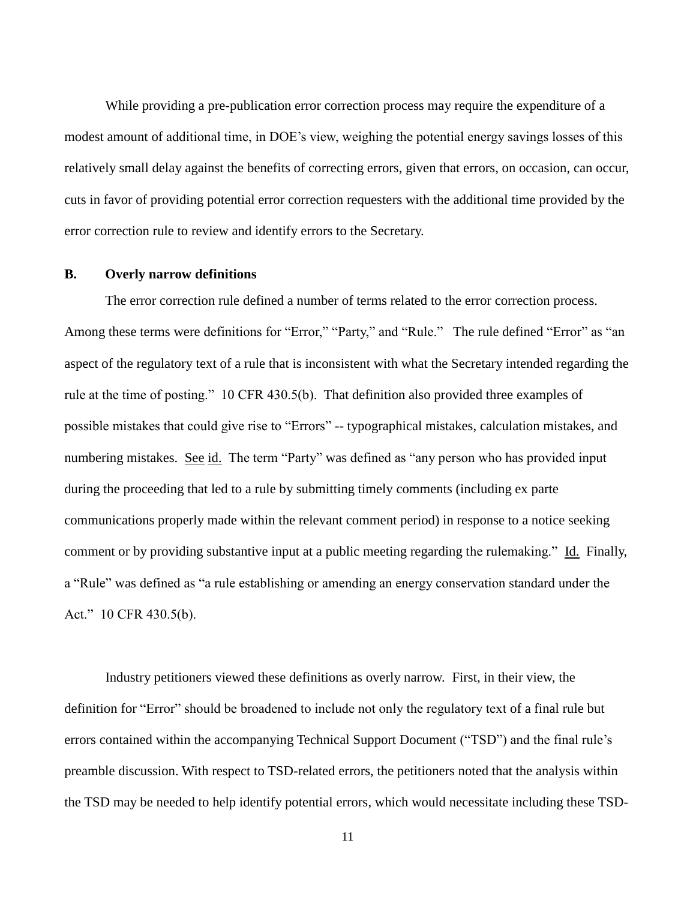While providing a pre-publication error correction process may require the expenditure of a modest amount of additional time, in DOE's view, weighing the potential energy savings losses of this relatively small delay against the benefits of correcting errors, given that errors, on occasion, can occur, cuts in favor of providing potential error correction requesters with the additional time provided by the error correction rule to review and identify errors to the Secretary.

### B. Overly narrow definitions

The error correction rule defined a number of terms related to the error correction process. Among these terms were definitions for "Error," "Party," and "Rule." The rule defined "Error" as "an aspect of the regulatory text of a rule that is inconsistent with what the Secretary intended regarding the rule at the time of posting." 10 CFR 430.5(b). That definition also provided three examples of possible mistakes that could give rise to "Errors" -- typographical mistakes, calculation mistakes, and numbering mistakes. See id. The term "Party" was defined as "any person who has provided input during the proceeding that led to a rule by submitting timely comments (including ex parte communications properly made within the relevant comment period) in response to a notice seeking comment or by providing substantive input at a public meeting regarding the rulemaking." Id. Finally, a "Rule" was defined as "a rule establishing or amending an energy conservation standard under the Act." 10 CFR 430.5(b).

Industry petitioners viewed these definitions as overly narrow. First, in their view, the definition for "Error" should be broadened to include not only the regulatory text of a final rule but errors contained within the accompanying Technical Support Document ("TSD") and the final rule's preamble discussion. With respect to TSD-related errors, the petitioners noted that the analysis within the TSD may be needed to help identify potential errors, which would necessitate including these TSD-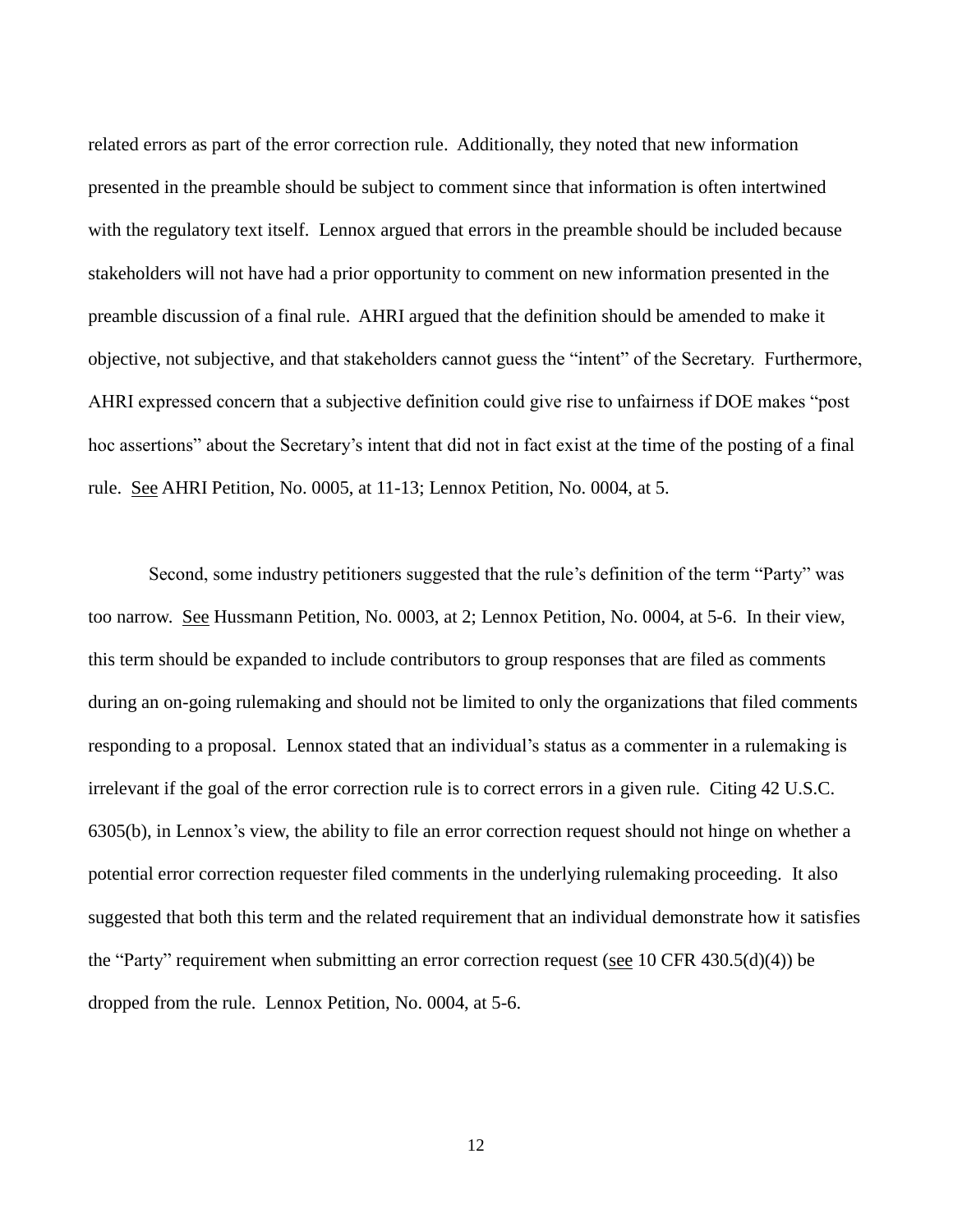related errors as part of the error correction rule. Additionally, they noted that new information presented in the preamble should be subject to comment since that information is often intertwined with the regulatory text itself. Lennox argued that errors in the preamble should be included because stakeholders will not have had a prior opportunity to comment on new information presented in the preamble discussion of a final rule. AHRI argued that the definition should be amended to make it objective, not subjective, and that stakeholders cannot guess the "intent" of the Secretary. Furthermore, AHRI expressed concern that a subjective definition could give rise to unfairness if DOE makes "post hoc assertions" about the Secretary's intent that did not in fact exist at the time of the posting of a final rule. See AHRI Petition, No. 0005, at 11-13; Lennox Petition, No. 0004, at 5.

Second, some industry petitioners suggested that the rule's definition of the term "Party" was too narrow. See Hussmann Petition, No. 0003, at 2; Lennox Petition, No. 0004, at 5-6. In their view, this term should be expanded to include contributors to group responses that are filed as comments during an on-going rulemaking and should not be limited to only the organizations that filed comments responding to a proposal. Lennox stated that an individual's status as a commenter in a rulemaking is irrelevant if the goal of the error correction rule is to correct errors in a given rule. Citing 42 U.S.C. 6305(b), in Lennox's view, the ability to file an error correction request should not hinge on whether a potential error correction requester filed comments in the underlying rulemaking proceeding. It also suggested that both this term and the related requirement that an individual demonstrate how it satisfies the "Party" requirement when submitting an error correction request (see 10 CFR 430.5(d)(4)) be dropped from the rule. Lennox Petition, No. 0004, at 5-6.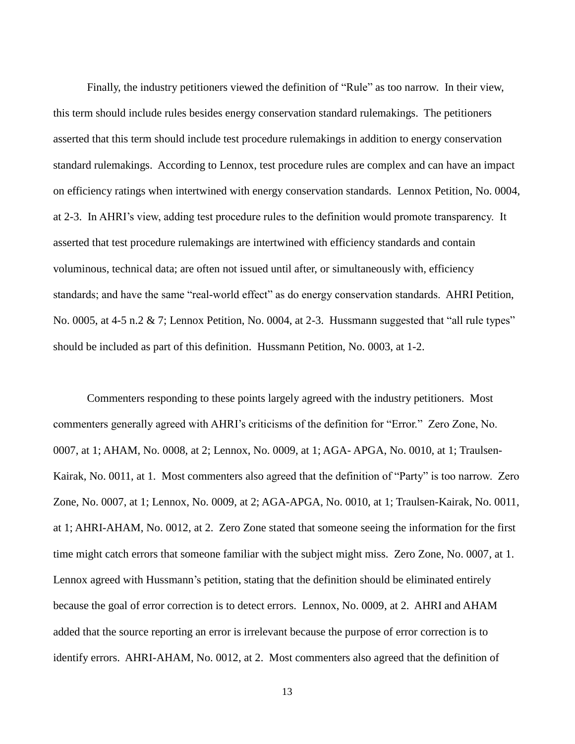Finally, the industry petitioners viewed the definition of "Rule" as too narrow. In their view, this term should include rules besides energy conservation standard rulemakings. The petitioners asserted that this term should include test procedure rulemakings in addition to energy conservation standard rulemakings. According to Lennox, test procedure rules are complex and can have an impact on efficiency ratings when intertwined with energy conservation standards. Lennox Petition, No. 0004, at 2-3. In AHRI's view, adding test procedure rules to the definition would promote transparency. It asserted that test procedure rulemakings are intertwined with efficiency standards and contain voluminous, technical data; are often not issued until after, or simultaneously with, efficiency standards; and have the same "real-world effect" as do energy conservation standards. AHRI Petition, No. 0005, at 4-5 n.2 & 7; Lennox Petition, No. 0004, at 2-3. Hussmann suggested that "all rule types" should be included as part of this definition. Hussmann Petition, No. 0003, at 1-2.

Commenters responding to these points largely agreed with the industry petitioners. Most commenters generally agreed with AHRI's criticisms of the definition for "Error." Zero Zone, No. 0007, at 1; AHAM, No. 0008, at 2; Lennox, No. 0009, at 1; AGA- APGA, No. 0010, at 1; Traulsen-Kairak, No. 0011, at 1. Most commenters also agreed that the definition of "Party" is too narrow. Zero Zone, No. 0007, at 1; Lennox, No. 0009, at 2; AGA-APGA, No. 0010, at 1; Traulsen-Kairak, No. 0011, at 1; AHRI-AHAM, No. 0012, at 2. Zero Zone stated that someone seeing the information for the first time might catch errors that someone familiar with the subject might miss. Zero Zone, No. 0007, at 1. Lennox agreed with Hussmann's petition, stating that the definition should be eliminated entirely because the goal of error correction is to detect errors. Lennox, No. 0009, at 2. AHRI and AHAM added that the source reporting an error is irrelevant because the purpose of error correction is to identify errors. AHRI-AHAM, No. 0012, at 2. Most commenters also agreed that the definition of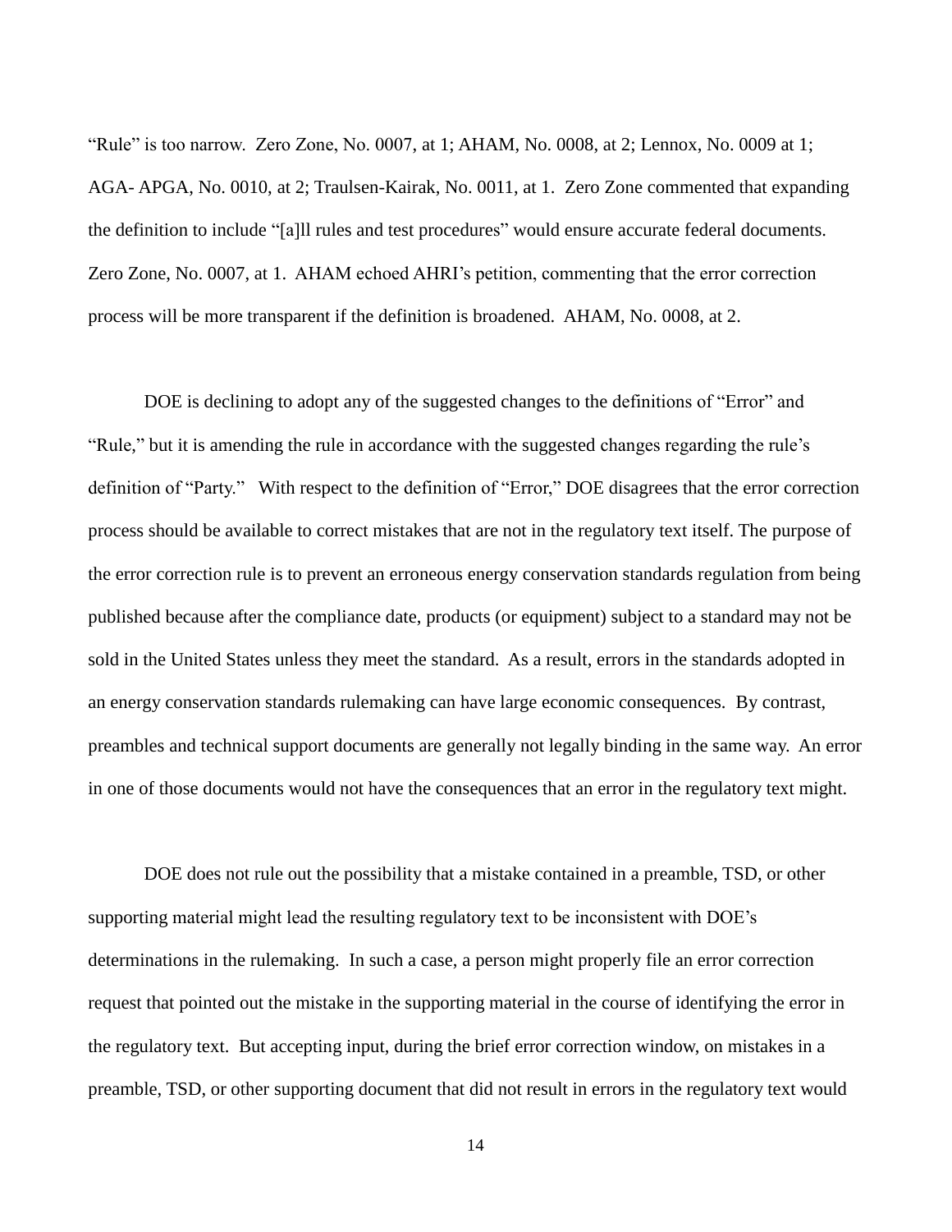"Rule" is too narrow. Zero Zone, No. 0007, at 1; AHAM, No. 0008, at 2; Lennox, No. 0009 at 1; AGA- APGA, No. 0010, at 2; Traulsen-Kairak, No. 0011, at 1. Zero Zone commented that expanding the definition to include "[a]ll rules and test procedures" would ensure accurate federal documents. Zero Zone, No. 0007, at 1. AHAM echoed AHRI's petition, commenting that the error correction process will be more transparent if the definition is broadened. AHAM, No. 0008, at 2.

DOE is declining to adopt any of the suggested changes to the definitions of "Error" and "Rule," but it is amending the rule in accordance with the suggested changes regarding the rule's definition of "Party." With respect to the definition of "Error," DOE disagrees that the error correction process should be available to correct mistakes that are not in the regulatory text itself. The purpose of the error correction rule is to prevent an erroneous energy conservation standards regulation from being published because after the compliance date, products (or equipment) subject to a standard may not be sold in the United States unless they meet the standard. As a result, errors in the standards adopted in an energy conservation standards rulemaking can have large economic consequences. By contrast, preambles and technical support documents are generally not legally binding in the same way. An error in one of those documents would not have the consequences that an error in the regulatory text might.

DOE does not rule out the possibility that a mistake contained in a preamble, TSD, or other supporting material might lead the resulting regulatory text to be inconsistent with DOE's determinations in the rulemaking. In such a case, a person might properly file an error correction request that pointed out the mistake in the supporting material in the course of identifying the error in the regulatory text. But accepting input, during the brief error correction window, on mistakes in a preamble, TSD, or other supporting document that did not result in errors in the regulatory text would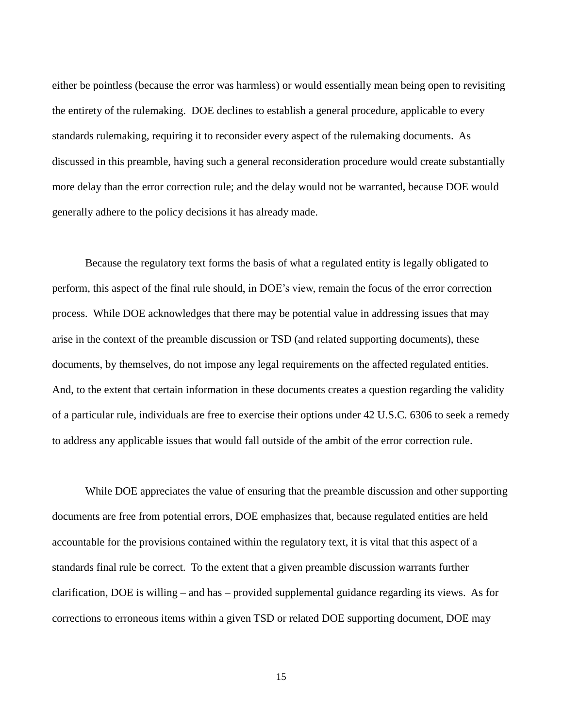either be pointless (because the error was harmless) or would essentially mean being open to revisiting the entirety of the rulemaking. DOE declines to establish a general procedure, applicable to every standards rulemaking, requiring it to reconsider every aspect of the rulemaking documents. As discussed in this preamble, having such a general reconsideration procedure would create substantially more delay than the error correction rule; and the delay would not be warranted, because DOE would generally adhere to the policy decisions it has already made.

Because the regulatory text forms the basis of what a regulated entity is legally obligated to perform, this aspect of the final rule should, in DOE's view, remain the focus of the error correction process. While DOE acknowledges that there may be potential value in addressing issues that may arise in the context of the preamble discussion or TSD (and related supporting documents), these documents, by themselves, do not impose any legal requirements on the affected regulated entities. And, to the extent that certain information in these documents creates a question regarding the validity of a particular rule, individuals are free to exercise their options under 42 U.S.C. 6306 to seek a remedy to address any applicable issues that would fall outside of the ambit of the error correction rule.

While DOE appreciates the value of ensuring that the preamble discussion and other supporting documents are free from potential errors, DOE emphasizes that, because regulated entities are held accountable for the provisions contained within the regulatory text, it is vital that this aspect of a standards final rule be correct. To the extent that a given preamble discussion warrants further clarification, DOE is willing – and has – provided supplemental guidance regarding its views. As for corrections to erroneous items within a given TSD or related DOE supporting document, DOE may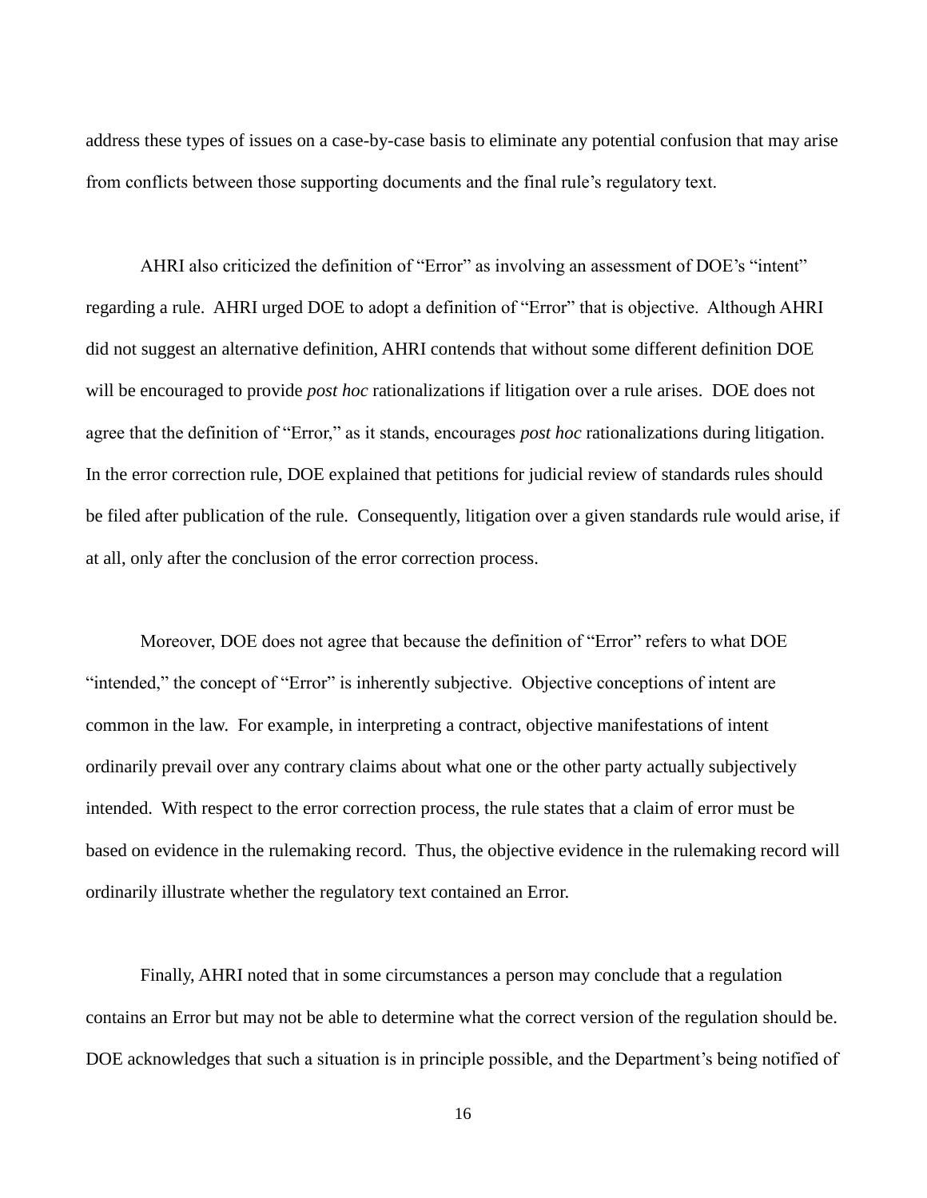address these types of issues on a case-by-case basis to eliminate any potential confusion that may arise from conflicts between those supporting documents and the final rule's regulatory text.

AHRI also criticized the definition of "Error" as involving an assessment of DOE's "intent" regarding a rule. AHRI urged DOE to adopt a definition of "Error" that is objective. Although AHRI did not suggest an alternative definition, AHRI contends that without some different definition DOE will be encouraged to provide *post hoc* rationalizations if litigation over a rule arises. DOE does not agree that the definition of "Error," as it stands, encourages *post hoc* rationalizations during litigation. In the error correction rule, DOE explained that petitions for judicial review of standards rules should be filed after publication of the rule. Consequently, litigation over a given standards rule would arise, if at all, only after the conclusion of the error correction process.

Moreover, DOE does not agree that because the definition of "Error" refers to what DOE "intended," the concept of "Error" is inherently subjective. Objective conceptions of intent are common in the law. For example, in interpreting a contract, objective manifestations of intent ordinarily prevail over any contrary claims about what one or the other party actually subjectively intended. With respect to the error correction process, the rule states that a claim of error must be based on evidence in the rulemaking record. Thus, the objective evidence in the rulemaking record will ordinarily illustrate whether the regulatory text contained an Error.

Finally, AHRI noted that in some circumstances a person may conclude that a regulation contains an Error but may not be able to determine what the correct version of the regulation should be. DOE acknowledges that such a situation is in principle possible, and the Department's being notified of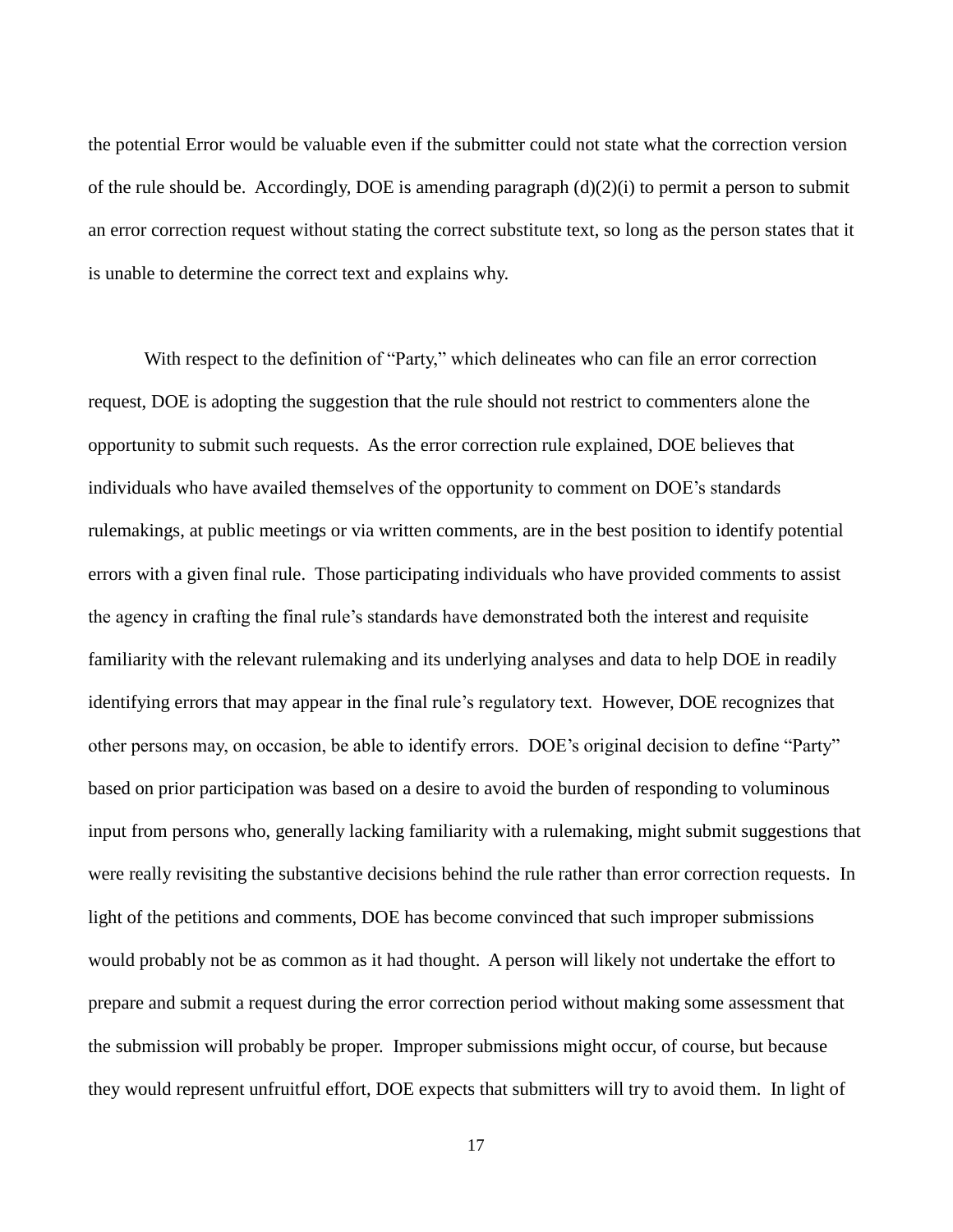the potential Error would be valuable even if the submitter could not state what the correction version of the rule should be. Accordingly, DOE is amending paragraph (d)(2)(i) to permit a person to submit an error correction request without stating the correct substitute text, so long as the person states that it is unable to determine the correct text and explains why.

With respect to the definition of "Party," which delineates who can file an error correction request, DOE is adopting the suggestion that the rule should not restrict to commenters alone the opportunity to submit such requests. As the error correction rule explained, DOE believes that individuals who have availed themselves of the opportunity to comment on DOE's standards rulemakings, at public meetings or via written comments, are in the best position to identify potential errors with a given final rule. Those participating individuals who have provided comments to assist the agency in crafting the final rule's standards have demonstrated both the interest and requisite familiarity with the relevant rulemaking and its underlying analyses and data to help DOE in readily identifying errors that may appear in the final rule's regulatory text. However, DOE recognizes that other persons may, on occasion, be able to identify errors. DOE's original decision to define "Party" based on prior participation was based on a desire to avoid the burden of responding to voluminous input from persons who, generally lacking familiarity with a rulemaking, might submit suggestions that were really revisiting the substantive decisions behind the rule rather than error correction requests. In light of the petitions and comments, DOE has become convinced that such improper submissions would probably not be as common as it had thought. A person will likely not undertake the effort to prepare and submit a request during the error correction period without making some assessment that the submission will probably be proper. Improper submissions might occur, of course, but because they would represent unfruitful effort, DOE expects that submitters will try to avoid them. In light of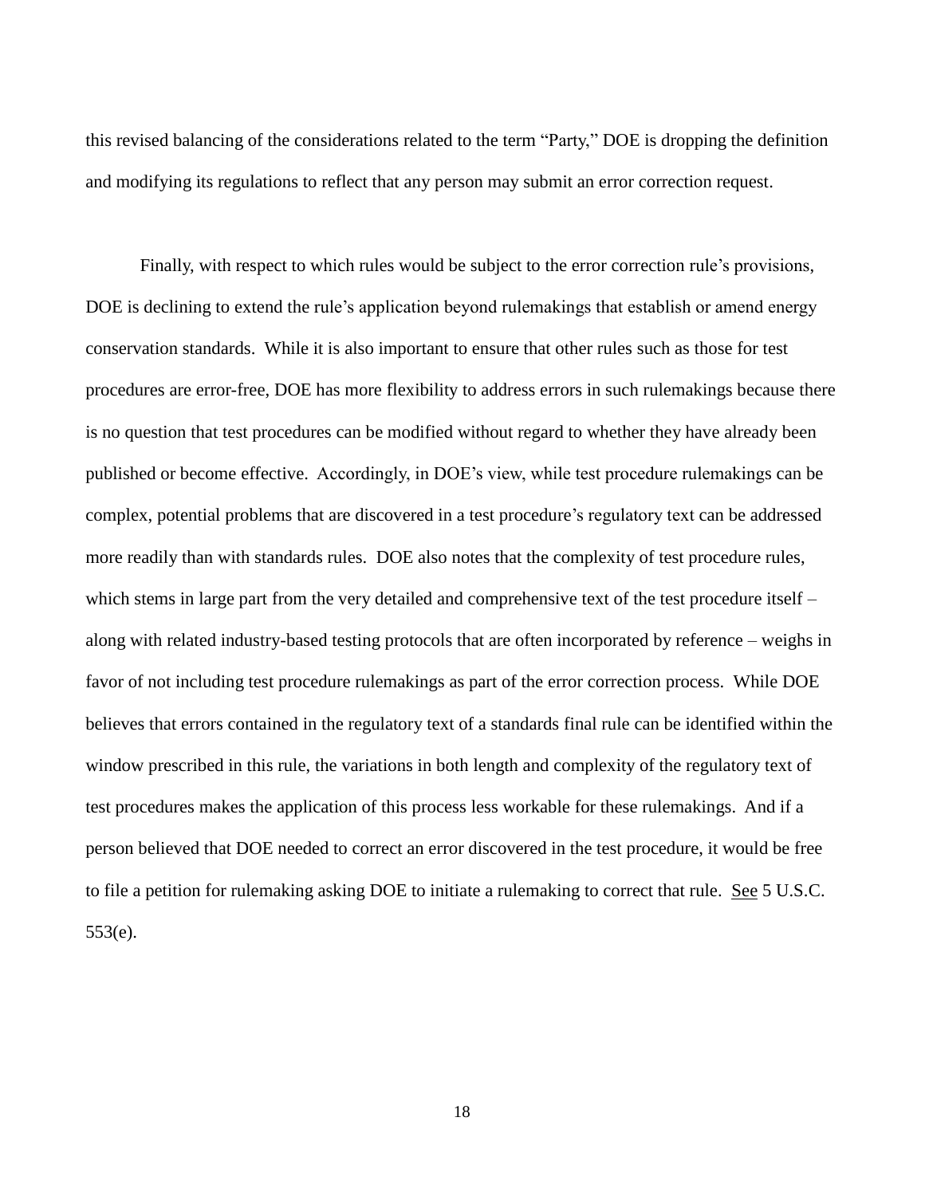this revised balancing of the considerations related to the term "Party," DOE is dropping the definition and modifying its regulations to reflect that any person may submit an error correction request.

Finally, with respect to which rules would be subject to the error correction rule's provisions, DOE is declining to extend the rule's application beyond rulemakings that establish or amend energy conservation standards. While it is also important to ensure that other rules such as those for test procedures are error-free, DOE has more flexibility to address errors in such rulemakings because there is no question that test procedures can be modified without regard to whether they have already been published or become effective. Accordingly, in DOE's view, while test procedure rulemakings can be complex, potential problems that are discovered in a test procedure's regulatory text can be addressed more readily than with standards rules. DOE also notes that the complexity of test procedure rules, which stems in large part from the very detailed and comprehensive text of the test procedure itself – along with related industry-based testing protocols that are often incorporated by reference – weighs in favor of not including test procedure rulemakings as part of the error correction process. While DOE believes that errors contained in the regulatory text of a standards final rule can be identified within the window prescribed in this rule, the variations in both length and complexity of the regulatory text of test procedures makes the application of this process less workable for these rulemakings. And if a person believed that DOE needed to correct an error discovered in the test procedure, it would be free to file a petition for rulemaking asking DOE to initiate a rulemaking to correct that rule. See 5 U.S.C. 553(e).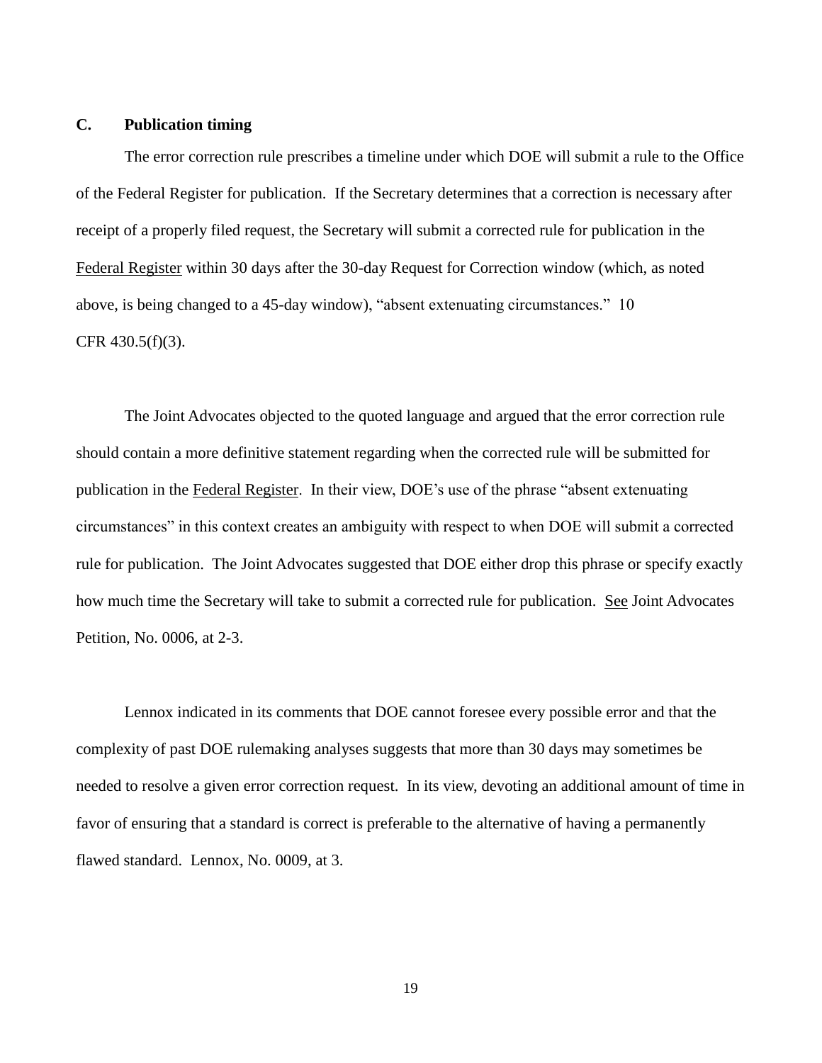### C. Publication timing

The error correction rule prescribes a timeline under which DOE will submit a rule to the Office of the Federal Register for publication. If the Secretary determines that a correction is necessary after receipt of a properly filed request, the Secretary will submit a corrected rule for publication in the Federal Register within 30 days after the 30-day Request for Correction window (which, as noted above, is being changed to a 45-day window), "absent extenuating circumstances." 10 CFR 430.5(f)(3).

The Joint Advocates objected to the quoted language and argued that the error correction rule should contain a more definitive statement regarding when the corrected rule will be submitted for publication in the Federal Register. In their view, DOE's use of the phrase "absent extenuating circumstances" in this context creates an ambiguity with respect to when DOE will submit a corrected rule for publication. The Joint Advocates suggested that DOE either drop this phrase or specify exactly how much time the Secretary will take to submit a corrected rule for publication. See Joint Advocates Petition, No. 0006, at 2-3.

Lennox indicated in its comments that DOE cannot foresee every possible error and that the complexity of past DOE rulemaking analyses suggests that more than 30 days may sometimes be needed to resolve a given error correction request. In its view, devoting an additional amount of time in favor of ensuring that a standard is correct is preferable to the alternative of having a permanently flawed standard. Lennox, No. 0009, at 3.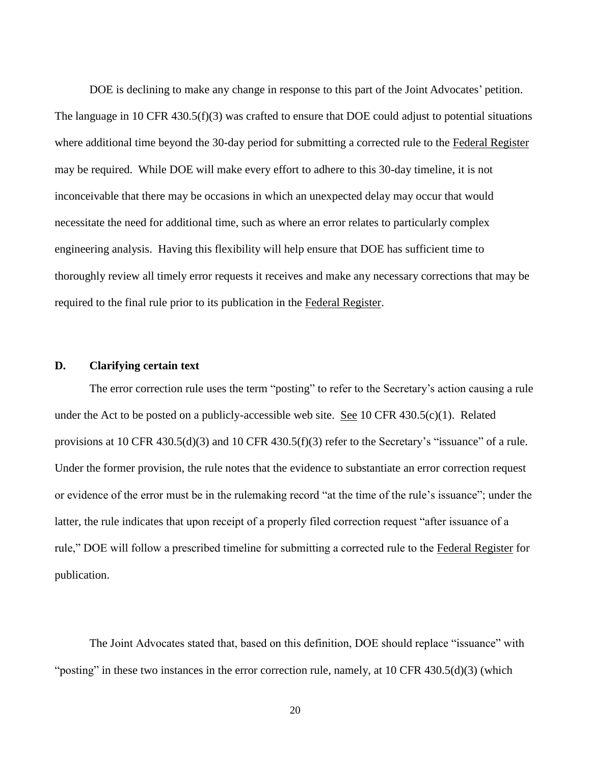DOE is declining to make any change in response to this part of the Joint Advocates' petition. The language in 10 CFR 430.5(f)(3) was crafted to ensure that DOE could adjust to potential situations where additional time beyond the 30-day period for submitting a corrected rule to the Federal Register may be required. While DOE will make every effort to adhere to this 30-day timeline, it is not inconceivable that there may be occasions in which an unexpected delay may occur that would necessitate the need for additional time, such as where an error relates to particularly complex engineering analysis. Having this flexibility will help ensure that DOE has sufficient time to thoroughly review all timely error requests it receives and make any necessary corrections that may be required to the final rule prior to its publication in the Federal Register.

### D. Clarifying certain text

The error correction rule uses the term "posting" to refer to the Secretary's action causing a rule under the Act to be posted on a publicly-accessible web site. See 10 CFR 430.5(c)(1). Related provisions at 10 CFR 430.5(d)(3) and 10 CFR 430.5(f)(3) refer to the Secretary's "issuance" of a rule. Under the former provision, the rule notes that the evidence to substantiate an error correction request or evidence of the error must be in the rulemaking record "at the time of the rule's issuance"; under the latter, the rule indicates that upon receipt of a properly filed correction request "after issuance of a rule," DOE will follow a prescribed timeline for submitting a corrected rule to the Federal Register for publication.

The Joint Advocates stated that, based on this definition, DOE should replace "issuance" with "posting" in these two instances in the error correction rule, namely, at 10 CFR 430.5(d)(3) (which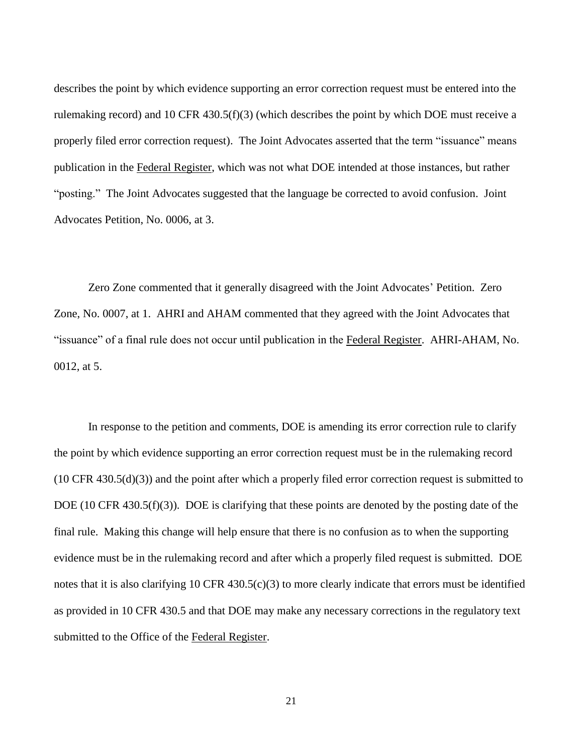describes the point by which evidence supporting an error correction request must be entered into the rulemaking record) and 10 CFR 430.5(f)(3) (which describes the point by which DOE must receive a properly filed error correction request). The Joint Advocates asserted that the term "issuance" means publication in the Federal Register, which was not what DOE intended at those instances, but rather "posting." The Joint Advocates suggested that the language be corrected to avoid confusion. Joint Advocates Petition, No. 0006, at 3.

Zero Zone commented that it generally disagreed with the Joint Advocates' Petition. Zero Zone, No. 0007, at 1. AHRI and AHAM commented that they agreed with the Joint Advocates that "issuance" of a final rule does not occur until publication in the Federal Register. AHRI-AHAM, No. 0012, at 5.

In response to the petition and comments, DOE is amending its error correction rule to clarify the point by which evidence supporting an error correction request must be in the rulemaking record (10 CFR 430.5(d)(3)) and the point after which a properly filed error correction request is submitted to DOE (10 CFR 430.5(f)(3)). DOE is clarifying that these points are denoted by the posting date of the final rule. Making this change will help ensure that there is no confusion as to when the supporting evidence must be in the rulemaking record and after which a properly filed request is submitted. DOE notes that it is also clarifying 10 CFR 430.5(c)(3) to more clearly indicate that errors must be identified as provided in 10 CFR 430.5 and that DOE may make any necessary corrections in the regulatory text submitted to the Office of the Federal Register.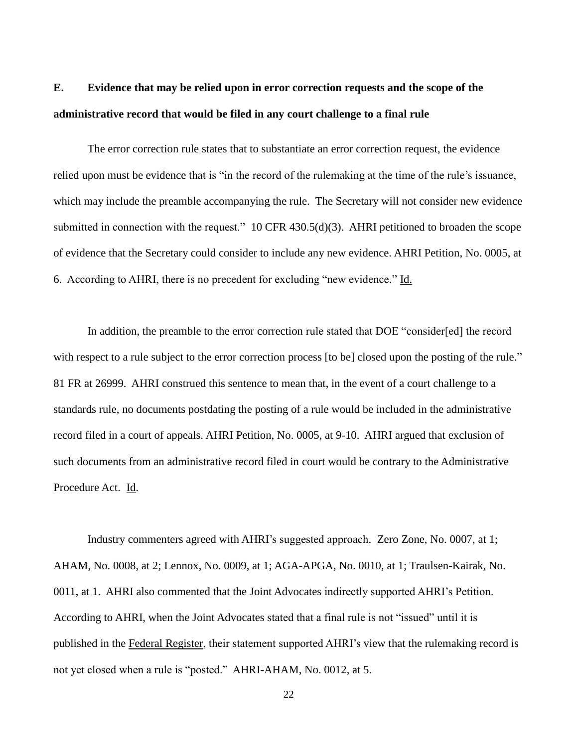## E. Evidence that may be relied upon in error correction requests and the scope of the administrative record that would be filed in any court challenge to a final rule

The error correction rule states that to substantiate an error correction request, the evidence relied upon must be evidence that is "in the record of the rulemaking at the time of the rule's issuance, which may include the preamble accompanying the rule. The Secretary will not consider new evidence submitted in connection with the request." 10 CFR 430.5(d)(3). AHRI petitioned to broaden the scope of evidence that the Secretary could consider to include any new evidence. AHRI Petition, No. 0005, at 6. According to AHRI, there is no precedent for excluding "new evidence." Id.

In addition, the preamble to the error correction rule stated that DOE "consider[ed] the record with respect to a rule subject to the error correction process [to be] closed upon the posting of the rule." 81 FR at 26999. AHRI construed this sentence to mean that, in the event of a court challenge to a standards rule, no documents postdating the posting of a rule would be included in the administrative record filed in a court of appeals. AHRI Petition, No. 0005, at 9-10. AHRI argued that exclusion of such documents from an administrative record filed in court would be contrary to the Administrative Procedure Act. Id.

Industry commenters agreed with AHRI's suggested approach. Zero Zone, No. 0007, at 1; AHAM, No. 0008, at 2; Lennox, No. 0009, at 1; AGA-APGA, No. 0010, at 1; Traulsen-Kairak, No. 0011, at 1. AHRI also commented that the Joint Advocates indirectly supported AHRI's Petition. According to AHRI, when the Joint Advocates stated that a final rule is not "issued" until it is published in the Federal Register, their statement supported AHRI's view that the rulemaking record is not yet closed when a rule is "posted." AHRI-AHAM, No. 0012, at 5.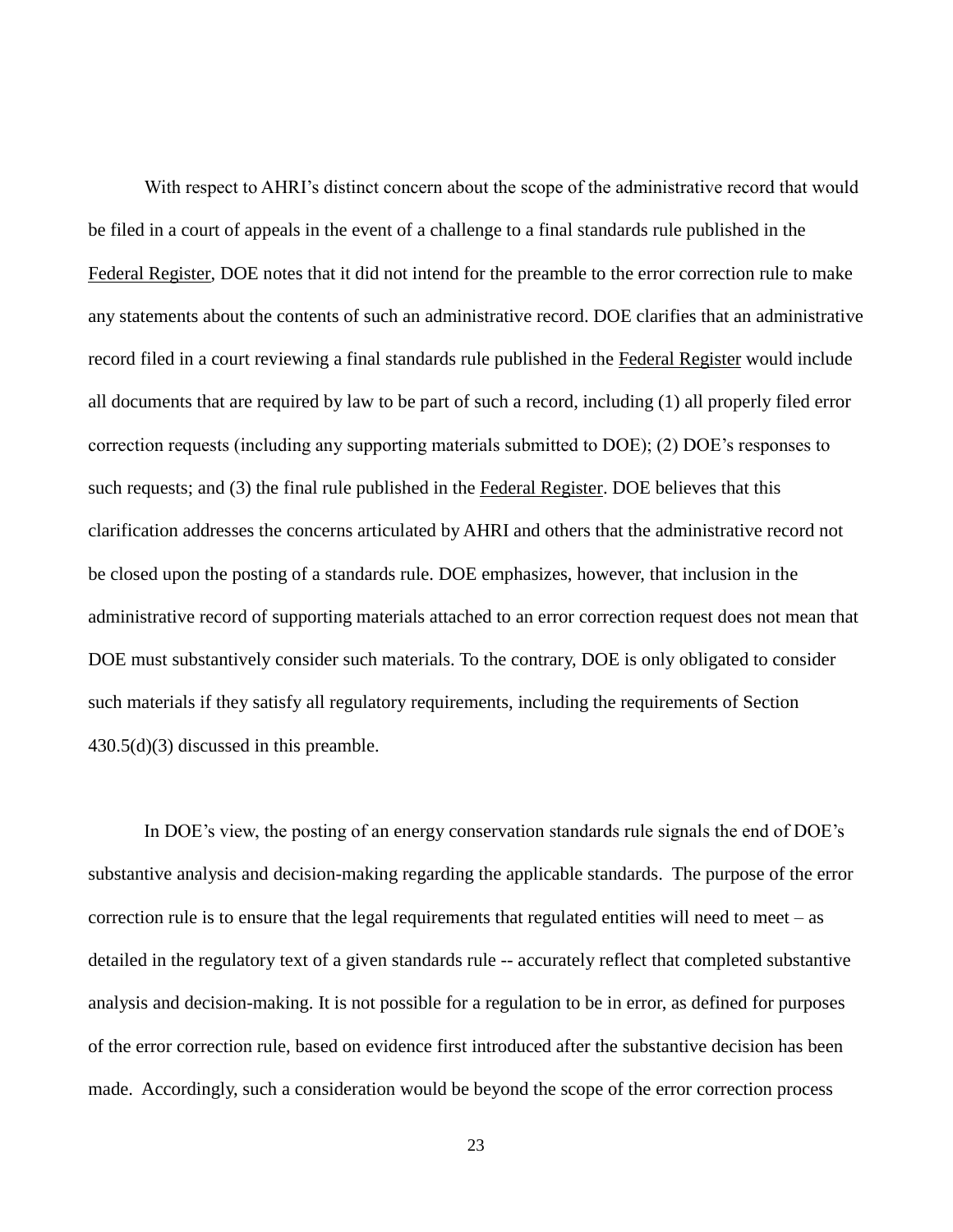With respect to AHRI's distinct concern about the scope of the administrative record that would be filed in a court of appeals in the event of a challenge to a final standards rule published in the Federal Register, DOE notes that it did not intend for the preamble to the error correction rule to make any statements about the contents of such an administrative record. DOE clarifies that an administrative record filed in a court reviewing a final standards rule published in the Federal Register would include all documents that are required by law to be part of such a record, including (1) all properly filed error correction requests (including any supporting materials submitted to DOE); (2) DOE's responses to such requests; and (3) the final rule published in the Federal Register. DOE believes that this clarification addresses the concerns articulated by AHRI and others that the administrative record not be closed upon the posting of a standards rule. DOE emphasizes, however, that inclusion in the administrative record of supporting materials attached to an error correction request does not mean that DOE must substantively consider such materials. To the contrary, DOE is only obligated to consider such materials if they satisfy all regulatory requirements, including the requirements of Section 430.5(d)(3) discussed in this preamble.

In DOE's view, the posting of an energy conservation standards rule signals the end of DOE's substantive analysis and decision-making regarding the applicable standards. The purpose of the error correction rule is to ensure that the legal requirements that regulated entities will need to meet – as detailed in the regulatory text of a given standards rule -- accurately reflect that completed substantive analysis and decision-making. It is not possible for a regulation to be in error, as defined for purposes of the error correction rule, based on evidence first introduced after the substantive decision has been made. Accordingly, such a consideration would be beyond the scope of the error correction process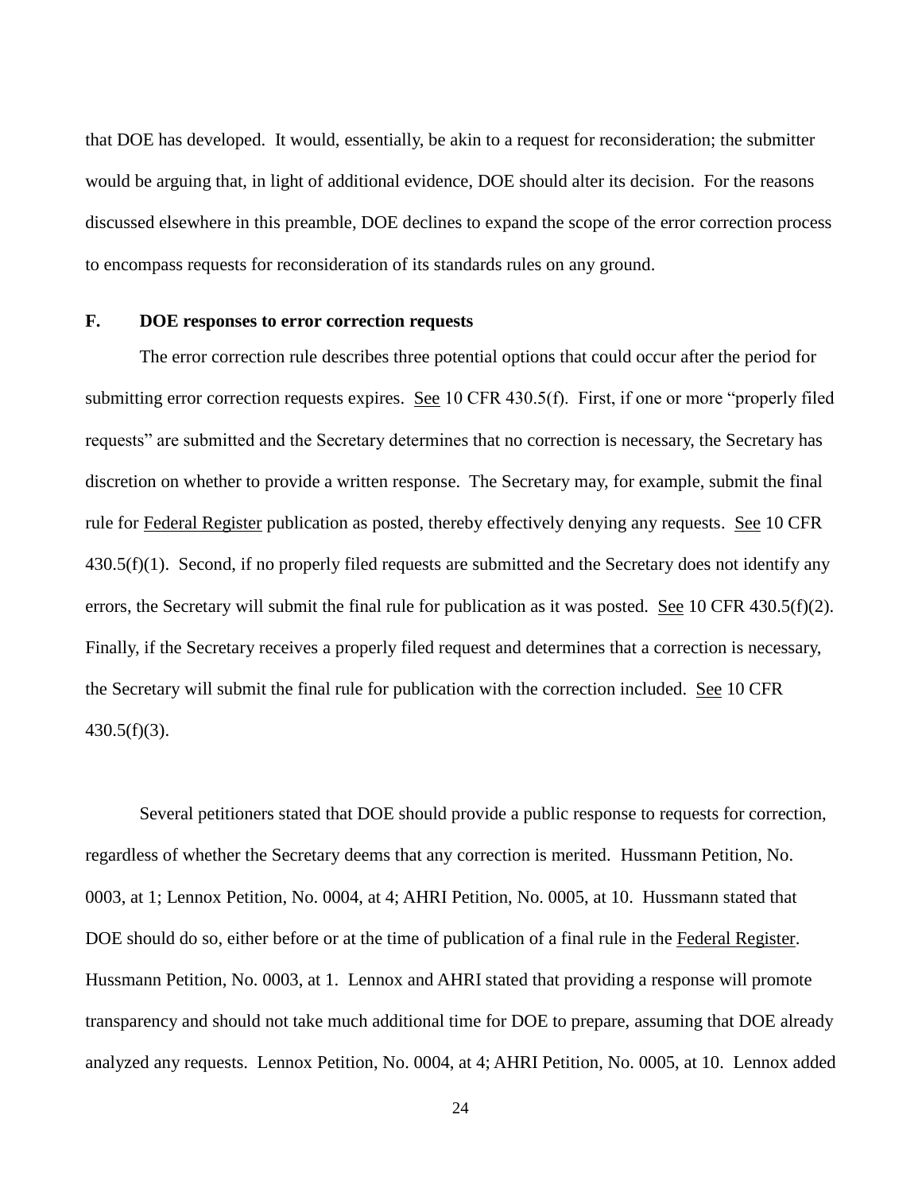that DOE has developed. It would, essentially, be akin to a request for reconsideration; the submitter would be arguing that, in light of additional evidence, DOE should alter its decision. For the reasons discussed elsewhere in this preamble, DOE declines to expand the scope of the error correction process to encompass requests for reconsideration of its standards rules on any ground.

## F. DOE responses to error correction requests

The error correction rule describes three potential options that could occur after the period for submitting error correction requests expires. See 10 CFR 430.5(f). First, if one or more "properly filed requests" are submitted and the Secretary determines that no correction is necessary, the Secretary has discretion on whether to provide a written response. The Secretary may, for example, submit the final rule for Federal Register publication as posted, thereby effectively denying any requests. See 10 CFR 430.5(f)(1). Second, if no properly filed requests are submitted and the Secretary does not identify any errors, the Secretary will submit the final rule for publication as it was posted. See 10 CFR 430.5(f)(2). Finally, if the Secretary receives a properly filed request and determines that a correction is necessary, the Secretary will submit the final rule for publication with the correction included. See 10 CFR 430.5(f)(3).

Several petitioners stated that DOE should provide a public response to requests for correction, regardless of whether the Secretary deems that any correction is merited. Hussmann Petition, No. 0003, at 1; Lennox Petition, No. 0004, at 4; AHRI Petition, No. 0005, at 10. Hussmann stated that DOE should do so, either before or at the time of publication of a final rule in the Federal Register. Hussmann Petition, No. 0003, at 1. Lennox and AHRI stated that providing a response will promote transparency and should not take much additional time for DOE to prepare, assuming that DOE already analyzed any requests. Lennox Petition, No. 0004, at 4; AHRI Petition, No. 0005, at 10. Lennox added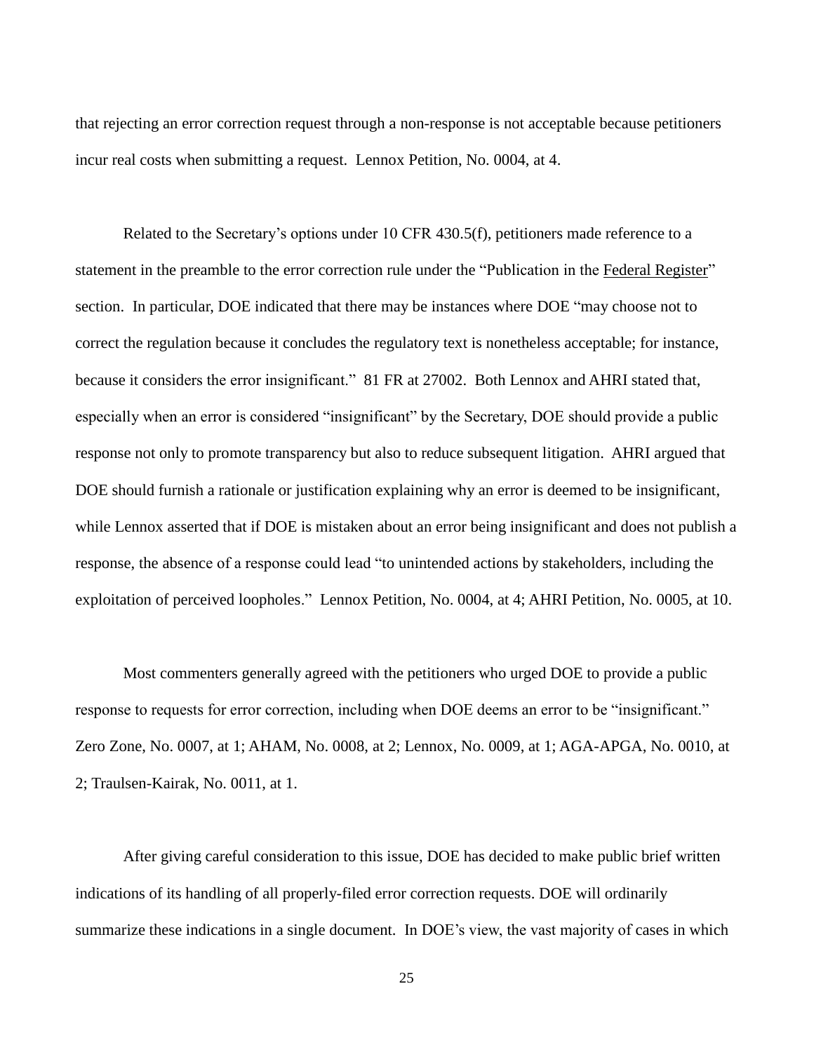that rejecting an error correction request through a non-response is not acceptable because petitioners incur real costs when submitting a request. Lennox Petition, No. 0004, at 4.

Related to the Secretary's options under 10 CFR 430.5(f), petitioners made reference to a statement in the preamble to the error correction rule under the "Publication in the Federal Register" section. In particular, DOE indicated that there may be instances where DOE "may choose not to correct the regulation because it concludes the regulatory text is nonetheless acceptable; for instance, because it considers the error insignificant." 81 FR at 27002. Both Lennox and AHRI stated that, especially when an error is considered "insignificant" by the Secretary, DOE should provide a public response not only to promote transparency but also to reduce subsequent litigation. AHRI argued that DOE should furnish a rationale or justification explaining why an error is deemed to be insignificant, while Lennox asserted that if DOE is mistaken about an error being insignificant and does not publish a response, the absence of a response could lead "to unintended actions by stakeholders, including the exploitation of perceived loopholes." Lennox Petition, No. 0004, at 4; AHRI Petition, No. 0005, at 10.

Most commenters generally agreed with the petitioners who urged DOE to provide a public response to requests for error correction, including when DOE deems an error to be "insignificant." Zero Zone, No. 0007, at 1; AHAM, No. 0008, at 2; Lennox, No. 0009, at 1; AGA-APGA, No. 0010, at 2; Traulsen-Kairak, No. 0011, at 1.

After giving careful consideration to this issue, DOE has decided to make public brief written indications of its handling of all properly-filed error correction requests. DOE will ordinarily summarize these indications in a single document. In DOE's view, the vast majority of cases in which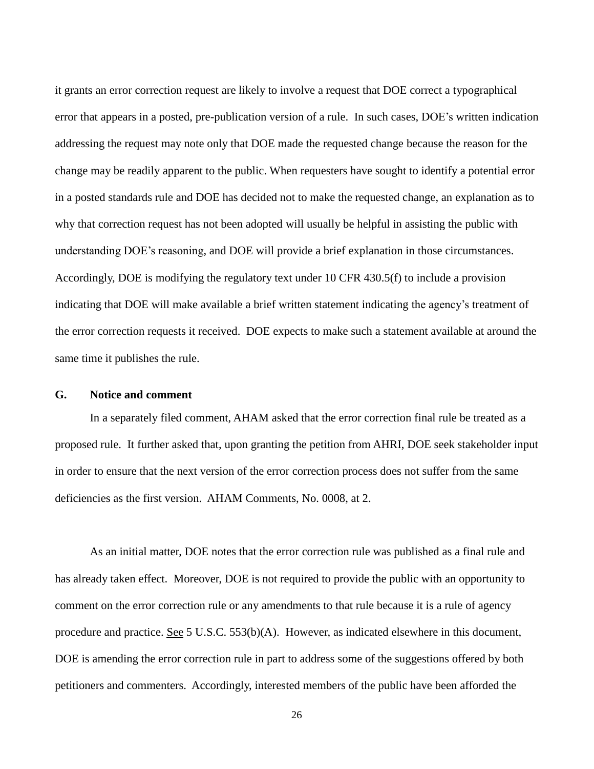it grants an error correction request are likely to involve a request that DOE correct a typographical error that appears in a posted, pre-publication version of a rule. In such cases, DOE's written indication addressing the request may note only that DOE made the requested change because the reason for the change may be readily apparent to the public. When requesters have sought to identify a potential error in a posted standards rule and DOE has decided not to make the requested change, an explanation as to why that correction request has not been adopted will usually be helpful in assisting the public with understanding DOE's reasoning, and DOE will provide a brief explanation in those circumstances. Accordingly, DOE is modifying the regulatory text under 10 CFR 430.5(f) to include a provision indicating that DOE will make available a brief written statement indicating the agency's treatment of the error correction requests it received. DOE expects to make such a statement available at around the same time it publishes the rule.

## G. Notice and comment

In a separately filed comment, AHAM asked that the error correction final rule be treated as a proposed rule. It further asked that, upon granting the petition from AHRI, DOE seek stakeholder input in order to ensure that the next version of the error correction process does not suffer from the same deficiencies as the first version. AHAM Comments, No. 0008, at 2.

As an initial matter, DOE notes that the error correction rule was published as a final rule and has already taken effect. Moreover, DOE is not required to provide the public with an opportunity to comment on the error correction rule or any amendments to that rule because it is a rule of agency procedure and practice. See 5 U.S.C. 553(b)(A). However, as indicated elsewhere in this document, DOE is amending the error correction rule in part to address some of the suggestions offered by both petitioners and commenters. Accordingly, interested members of the public have been afforded the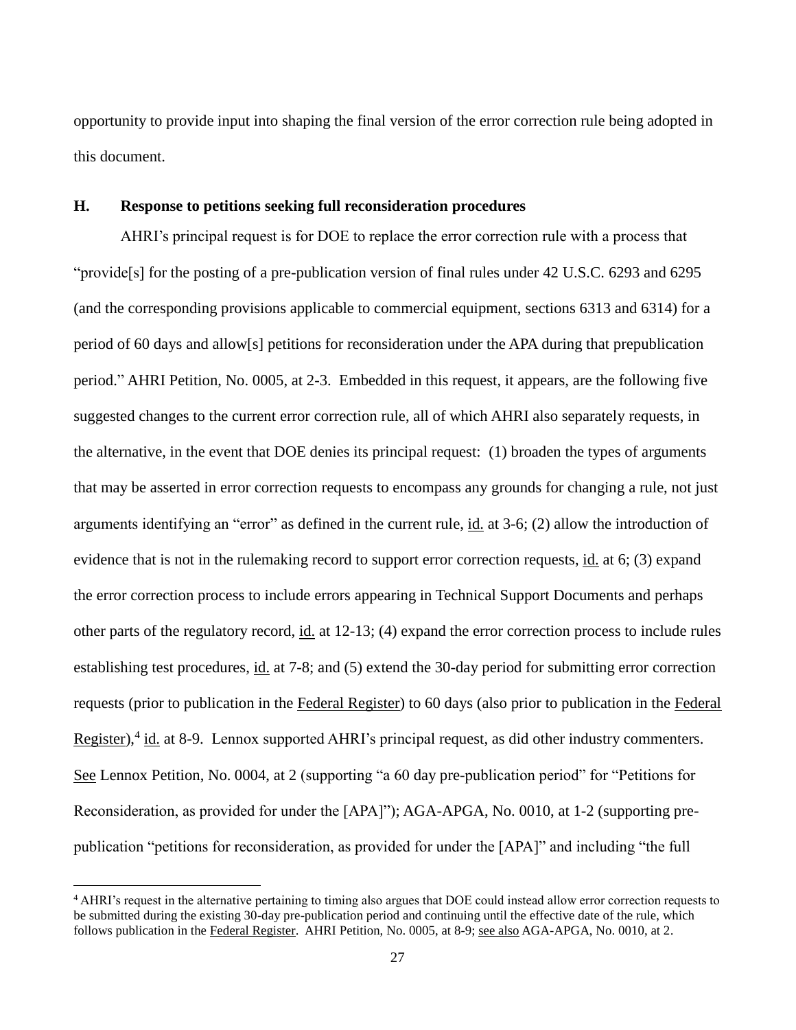opportunity to provide input into shaping the final version of the error correction rule being adopted in this document.

### H. Response to petitions seeking full reconsideration procedures

AHRI's principal request is for DOE to replace the error correction rule with a process that "provide[s] for the posting of a pre-publication version of final rules under 42 U.S.C. 6293 and 6295 (and the corresponding provisions applicable to commercial equipment, sections 6313 and 6314) for a period of 60 days and allow[s] petitions for reconsideration under the APA during that prepublication period." AHRI Petition, No. 0005, at 2-3. Embedded in this request, it appears, are the following five suggested changes to the current error correction rule, all of which AHRI also separately requests, in the alternative, in the event that DOE denies its principal request: (1) broaden the types of arguments that may be asserted in error correction requests to encompass any grounds for changing a rule, not just arguments identifying an "error" as defined in the current rule, id. at 3-6; (2) allow the introduction of evidence that is not in the rulemaking record to support error correction requests, id. at 6; (3) expand the error correction process to include errors appearing in Technical Support Documents and perhaps other parts of the regulatory record, id. at 12-13; (4) expand the error correction process to include rules establishing test procedures, id. at 7-8; and (5) extend the 30-day period for submitting error correction requests (prior to publication in the Federal Register) to 60 days (also prior to publication in the Federal Register),[4] id. at 8-9. Lennox supported AHRI's principal request, as did other industry commenters. See Lennox Petition, No. 0004, at 2 (supporting "a 60 day pre-publication period" for "Petitions for Reconsideration, as provided for under the [APA]"); AGA-APGA, No. 0010, at 1-2 (supporting pre-publication "petitions for reconsideration, as provided for under the [APA]" and including "the full

[4] AHRI's request in the alternative pertaining to timing also argues that DOE could instead allow error correction requests to be submitted during the existing 30-day pre-publication period and continuing until the effective date of the rule, which follows publication in the Federal Register. AHRI Petition, No. 0005, at 8-9; see also AGA-APGA, No. 0010, at 2.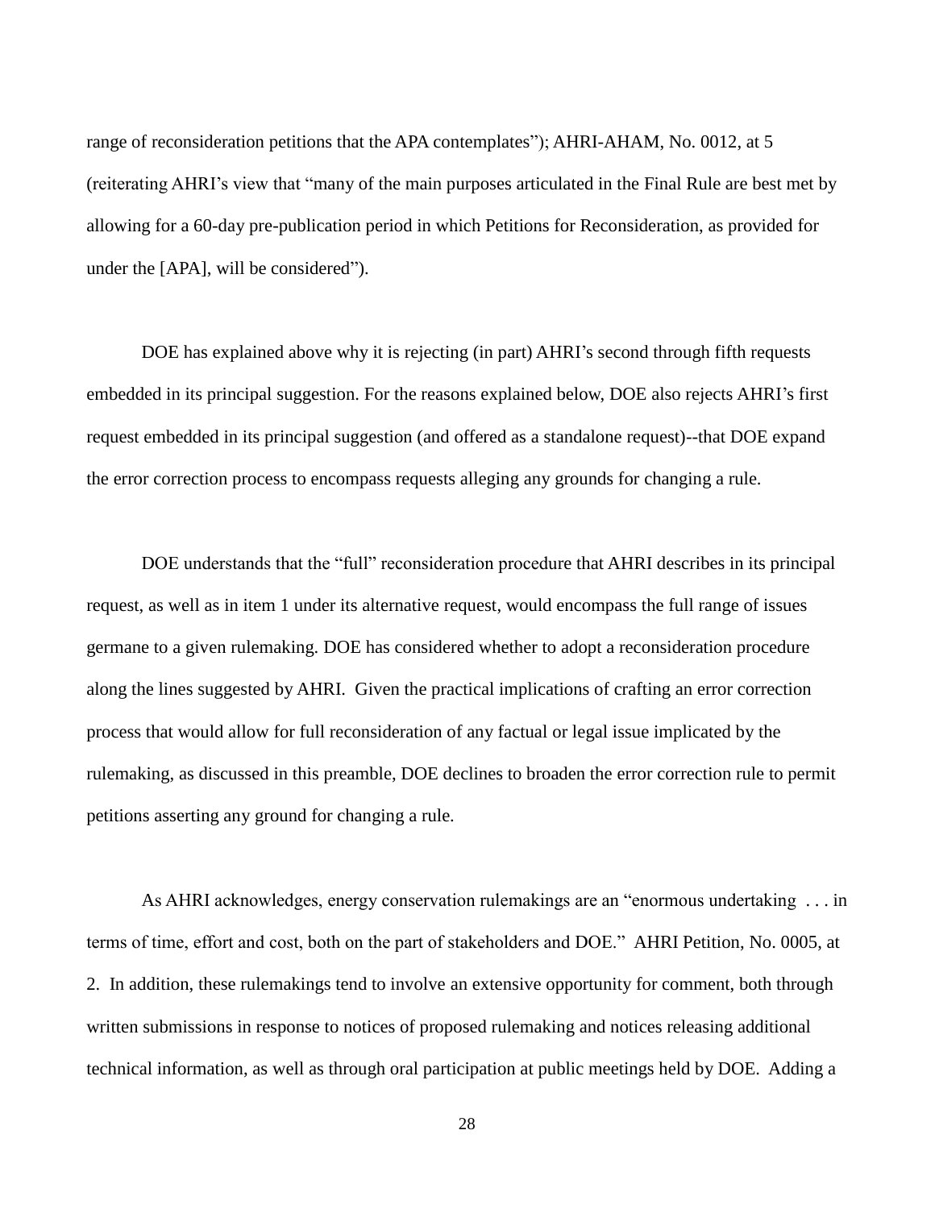range of reconsideration petitions that the APA contemplates"); AHRI-AHAM, No. 0012, at 5 (reiterating AHRI's view that "many of the main purposes articulated in the Final Rule are best met by allowing for a 60-day pre-publication period in which Petitions for Reconsideration, as provided for under the [APA], will be considered").

DOE has explained above why it is rejecting (in part) AHRI's second through fifth requests embedded in its principal suggestion. For the reasons explained below, DOE also rejects AHRI's first request embedded in its principal suggestion (and offered as a standalone request)--that DOE expand the error correction process to encompass requests alleging any grounds for changing a rule.

DOE understands that the "full" reconsideration procedure that AHRI describes in its principal request, as well as in item 1 under its alternative request, would encompass the full range of issues germane to a given rulemaking. DOE has considered whether to adopt a reconsideration procedure along the lines suggested by AHRI. Given the practical implications of crafting an error correction process that would allow for full reconsideration of any factual or legal issue implicated by the rulemaking, as discussed in this preamble, DOE declines to broaden the error correction rule to permit petitions asserting any ground for changing a rule.

As AHRI acknowledges, energy conservation rulemakings are an "enormous undertaking . . . in terms of time, effort and cost, both on the part of stakeholders and DOE." AHRI Petition, No. 0005, at 2. In addition, these rulemakings tend to involve an extensive opportunity for comment, both through written submissions in response to notices of proposed rulemaking and notices releasing additional technical information, as well as through oral participation at public meetings held by DOE. Adding a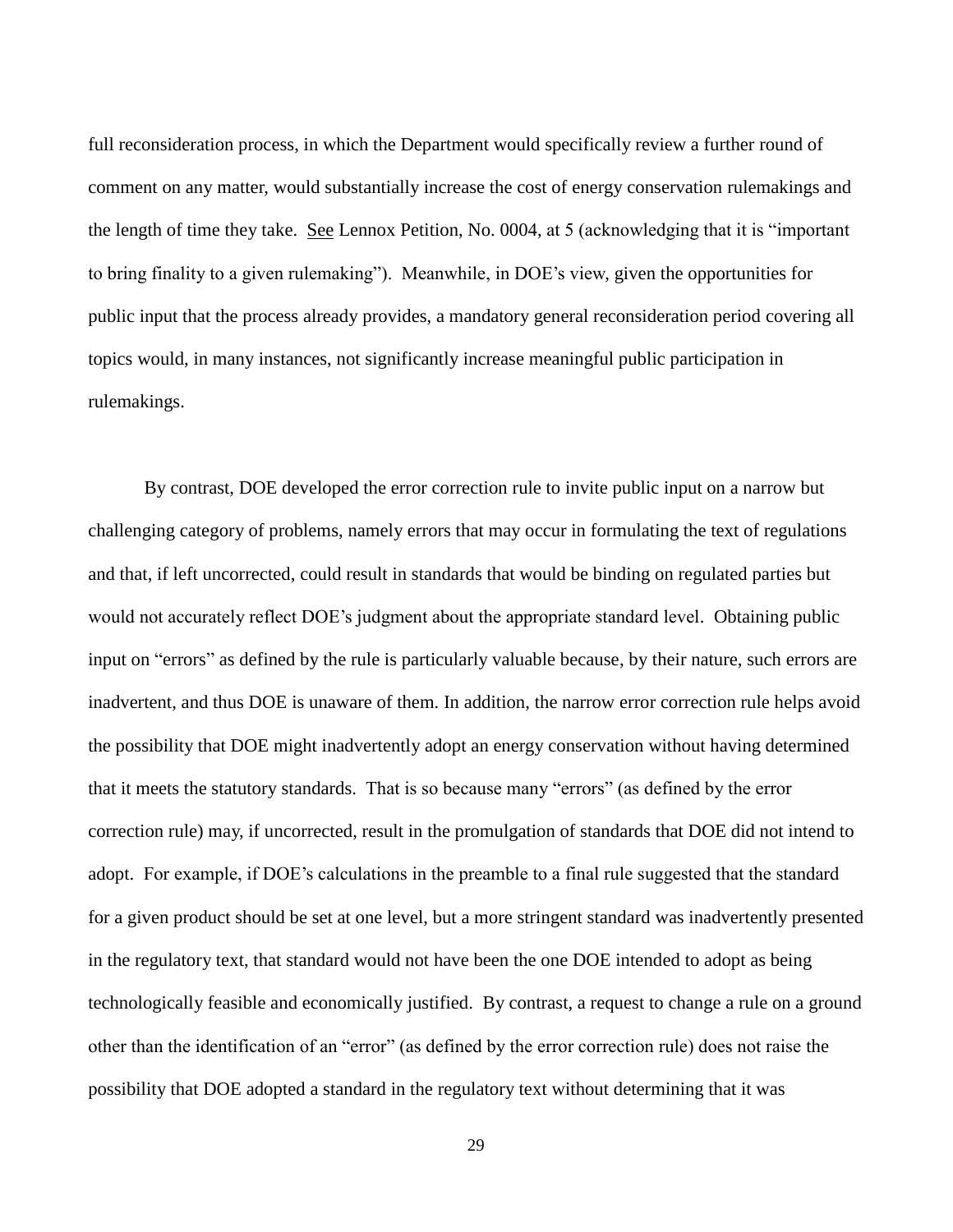full reconsideration process, in which the Department would specifically review a further round of comment on any matter, would substantially increase the cost of energy conservation rulemakings and the length of time they take. See Lennox Petition, No. 0004, at 5 (acknowledging that it is "important to bring finality to a given rulemaking"). Meanwhile, in DOE's view, given the opportunities for public input that the process already provides, a mandatory general reconsideration period covering all topics would, in many instances, not significantly increase meaningful public participation in rulemakings.

By contrast, DOE developed the error correction rule to invite public input on a narrow but challenging category of problems, namely errors that may occur in formulating the text of regulations and that, if left uncorrected, could result in standards that would be binding on regulated parties but would not accurately reflect DOE's judgment about the appropriate standard level. Obtaining public input on "errors" as defined by the rule is particularly valuable because, by their nature, such errors are inadvertent, and thus DOE is unaware of them. In addition, the narrow error correction rule helps avoid the possibility that DOE might inadvertently adopt an energy conservation without having determined that it meets the statutory standards. That is so because many "errors" (as defined by the error correction rule) may, if uncorrected, result in the promulgation of standards that DOE did not intend to adopt. For example, if DOE's calculations in the preamble to a final rule suggested that the standard for a given product should be set at one level, but a more stringent standard was inadvertently presented in the regulatory text, that standard would not have been the one DOE intended to adopt as being technologically feasible and economically justified. By contrast, a request to change a rule on a ground other than the identification of an "error" (as defined by the error correction rule) does not raise the possibility that DOE adopted a standard in the regulatory text without determining that it was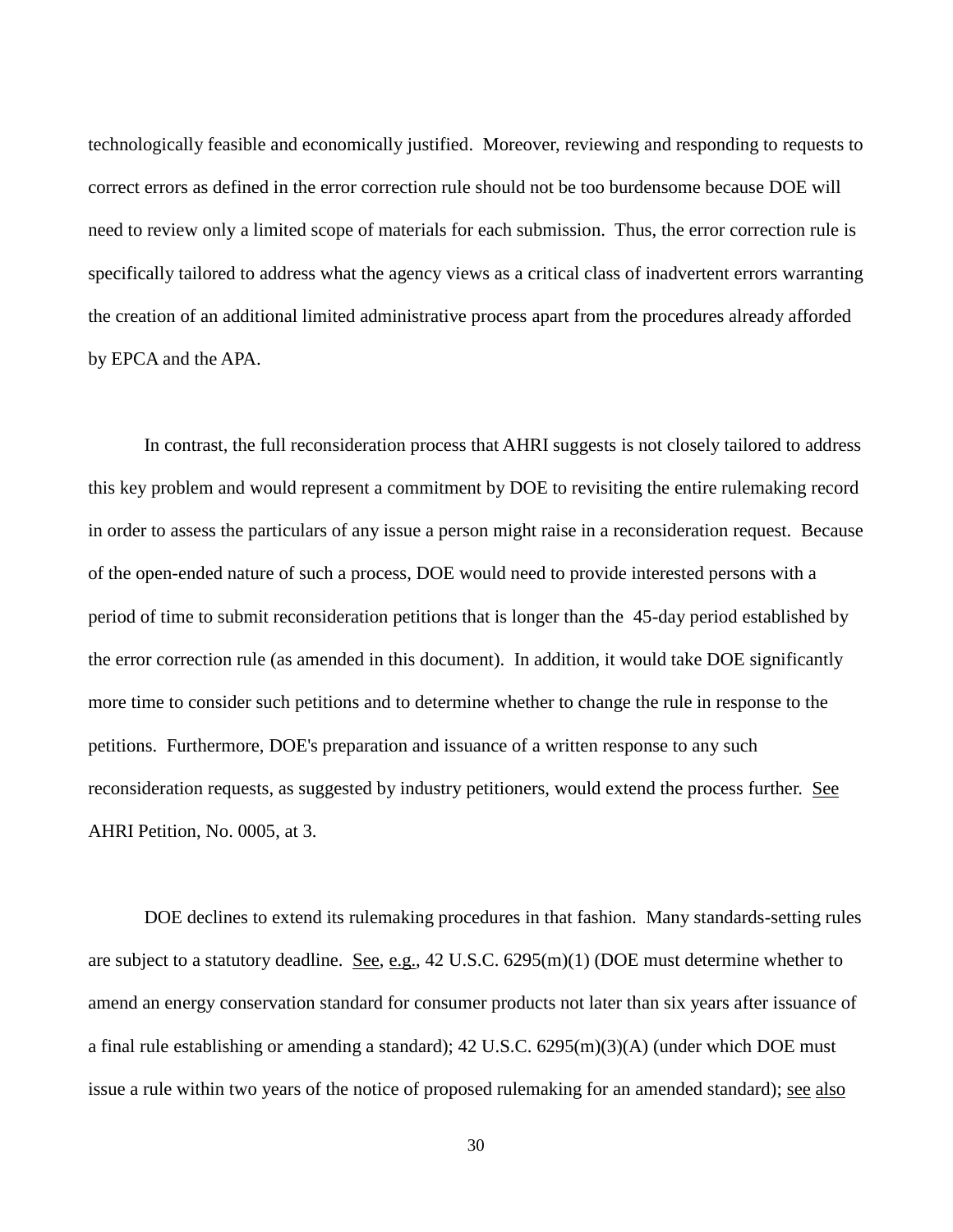technologically feasible and economically justified. Moreover, reviewing and responding to requests to correct errors as defined in the error correction rule should not be too burdensome because DOE will need to review only a limited scope of materials for each submission. Thus, the error correction rule is specifically tailored to address what the agency views as a critical class of inadvertent errors warranting the creation of an additional limited administrative process apart from the procedures already afforded by EPCA and the APA.

In contrast, the full reconsideration process that AHRI suggests is not closely tailored to address this key problem and would represent a commitment by DOE to revisiting the entire rulemaking record in order to assess the particulars of any issue a person might raise in a reconsideration request. Because of the open-ended nature of such a process, DOE would need to provide interested persons with a period of time to submit reconsideration petitions that is longer than the 45-day period established by the error correction rule (as amended in this document). In addition, it would take DOE significantly more time to consider such petitions and to determine whether to change the rule in response to the petitions. Furthermore, DOE's preparation and issuance of a written response to any such reconsideration requests, as suggested by industry petitioners, would extend the process further. See AHRI Petition, No. 0005, at 3.

DOE declines to extend its rulemaking procedures in that fashion. Many standards-setting rules are subject to a statutory deadline. See, e.g., 42 U.S.C. 6295(m)(1) (DOE must determine whether to amend an energy conservation standard for consumer products not later than six years after issuance of a final rule establishing or amending a standard); 42 U.S.C. 6295(m)(3)(A) (under which DOE must issue a rule within two years of the notice of proposed rulemaking for an amended standard); see also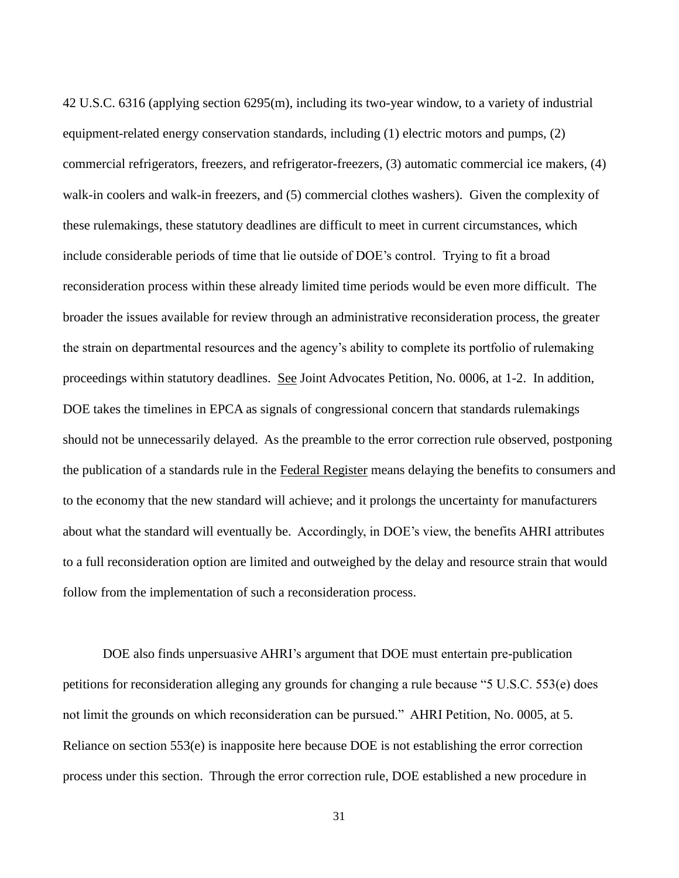42 U.S.C. 6316 (applying section 6295(m), including its two-year window, to a variety of industrial equipment-related energy conservation standards, including (1) electric motors and pumps, (2) commercial refrigerators, freezers, and refrigerator-freezers, (3) automatic commercial ice makers, (4) walk-in coolers and walk-in freezers, and (5) commercial clothes washers). Given the complexity of these rulemakings, these statutory deadlines are difficult to meet in current circumstances, which include considerable periods of time that lie outside of DOE's control. Trying to fit a broad reconsideration process within these already limited time periods would be even more difficult. The broader the issues available for review through an administrative reconsideration process, the greater the strain on departmental resources and the agency's ability to complete its portfolio of rulemaking proceedings within statutory deadlines. See Joint Advocates Petition, No. 0006, at 1-2. In addition, DOE takes the timelines in EPCA as signals of congressional concern that standards rulemakings should not be unnecessarily delayed. As the preamble to the error correction rule observed, postponing the publication of a standards rule in the Federal Register means delaying the benefits to consumers and to the economy that the new standard will achieve; and it prolongs the uncertainty for manufacturers about what the standard will eventually be. Accordingly, in DOE's view, the benefits AHRI attributes to a full reconsideration option are limited and outweighed by the delay and resource strain that would follow from the implementation of such a reconsideration process.

DOE also finds unpersuasive AHRI's argument that DOE must entertain pre-publication petitions for reconsideration alleging any grounds for changing a rule because "5 U.S.C. 553(e) does not limit the grounds on which reconsideration can be pursued." AHRI Petition, No. 0005, at 5. Reliance on section 553(e) is inapposite here because DOE is not establishing the error correction process under this section. Through the error correction rule, DOE established a new procedure in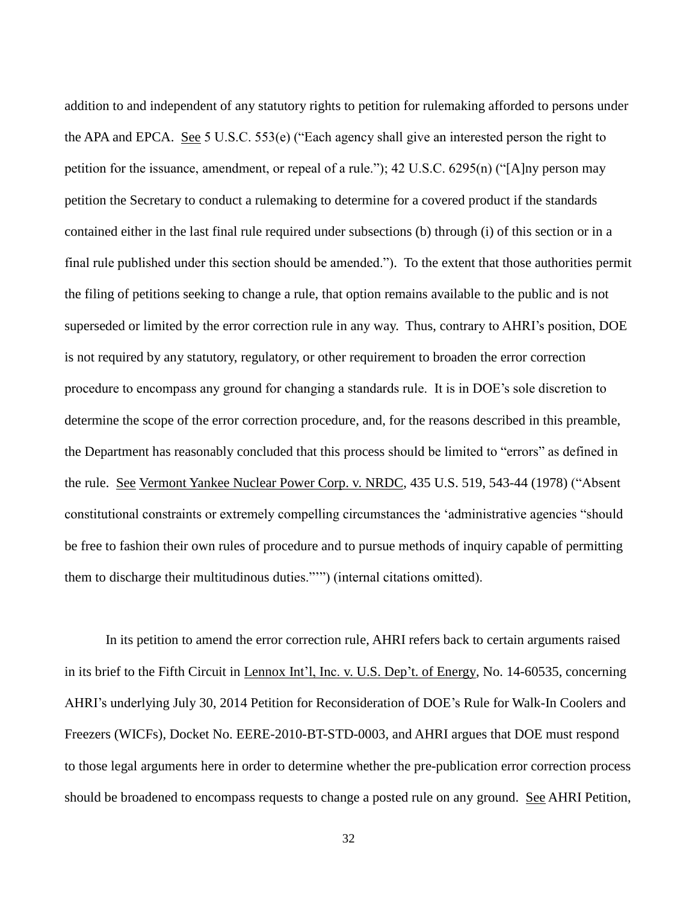addition to and independent of any statutory rights to petition for rulemaking afforded to persons under the APA and EPCA. See 5 U.S.C. 553(e) ("Each agency shall give an interested person the right to petition for the issuance, amendment, or repeal of a rule."); 42 U.S.C. 6295(n) ("[A]ny person may petition the Secretary to conduct a rulemaking to determine for a covered product if the standards contained either in the last final rule required under subsections (b) through (i) of this section or in a final rule published under this section should be amended."). To the extent that those authorities permit the filing of petitions seeking to change a rule, that option remains available to the public and is not superseded or limited by the error correction rule in any way. Thus, contrary to AHRI's position, DOE is not required by any statutory, regulatory, or other requirement to broaden the error correction procedure to encompass any ground for changing a standards rule. It is in DOE's sole discretion to determine the scope of the error correction procedure, and, for the reasons described in this preamble, the Department has reasonably concluded that this process should be limited to "errors" as defined in the rule. See Vermont Yankee Nuclear Power Corp. v. NRDC, 435 U.S. 519, 543-44 (1978) ("Absent constitutional constraints or extremely compelling circumstances the 'administrative agencies "should be free to fashion their own rules of procedure and to pursue methods of inquiry capable of permitting them to discharge their multitudinous duties."'") (internal citations omitted).

In its petition to amend the error correction rule, AHRI refers back to certain arguments raised in its brief to the Fifth Circuit in Lennox Int'l, Inc. v. U.S. Dep't. of Energy, No. 14-60535, concerning AHRI's underlying July 30, 2014 Petition for Reconsideration of DOE's Rule for Walk-In Coolers and Freezers (WICFs), Docket No. EERE-2010-BT-STD-0003, and AHRI argues that DOE must respond to those legal arguments here in order to determine whether the pre-publication error correction process should be broadened to encompass requests to change a posted rule on any ground. See AHRI Petition,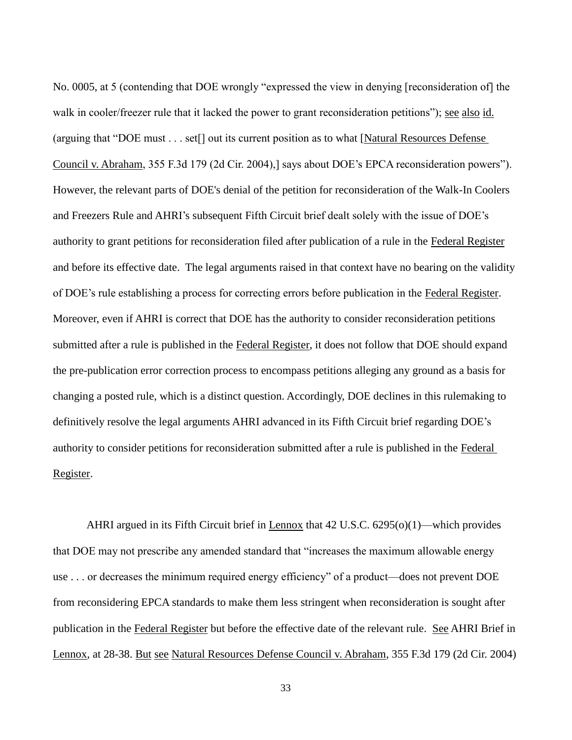No. 0005, at 5 (contending that DOE wrongly "expressed the view in denying [reconsideration of] the walk in cooler/freezer rule that it lacked the power to grant reconsideration petitions"); see also id. (arguing that "DOE must . . . set[] out its current position as to what [Natural Resources Defense Council v. Abraham, 355 F.3d 179 (2d Cir. 2004),] says about DOE's EPCA reconsideration powers"). However, the relevant parts of DOE's denial of the petition for reconsideration of the Walk-In Coolers and Freezers Rule and AHRI's subsequent Fifth Circuit brief dealt solely with the issue of DOE's authority to grant petitions for reconsideration filed after publication of a rule in the Federal Register and before its effective date. The legal arguments raised in that context have no bearing on the validity of DOE's rule establishing a process for correcting errors before publication in the Federal Register. Moreover, even if AHRI is correct that DOE has the authority to consider reconsideration petitions submitted after a rule is published in the Federal Register, it does not follow that DOE should expand the pre-publication error correction process to encompass petitions alleging any ground as a basis for changing a posted rule, which is a distinct question. Accordingly, DOE declines in this rulemaking to definitively resolve the legal arguments AHRI advanced in its Fifth Circuit brief regarding DOE's authority to consider petitions for reconsideration submitted after a rule is published in the Federal Register.

AHRI argued in its Fifth Circuit brief in Lennox that 42 U.S.C. 6295(o)(1)—which provides that DOE may not prescribe any amended standard that "increases the maximum allowable energy use . . . or decreases the minimum required energy efficiency" of a product—does not prevent DOE from reconsidering EPCA standards to make them less stringent when reconsideration is sought after publication in the Federal Register but before the effective date of the relevant rule. See AHRI Brief in Lennox, at 28-38. But see Natural Resources Defense Council v. Abraham, 355 F.3d 179 (2d Cir. 2004)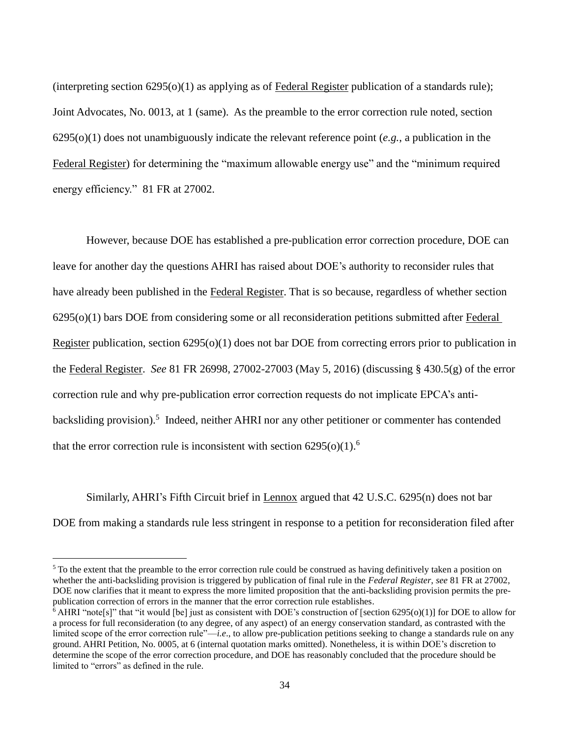(interpreting section 6295(o)(1) as applying as of Federal Register publication of a standards rule); Joint Advocates, No. 0013, at 1 (same). As the preamble to the error correction rule noted, section 6295(o)(1) does not unambiguously indicate the relevant reference point (*e.g.*, a publication in the Federal Register) for determining the "maximum allowable energy use" and the "minimum required energy efficiency." 81 FR at 27002.

However, because DOE has established a pre-publication error correction procedure, DOE can leave for another day the questions AHRI has raised about DOE's authority to reconsider rules that have already been published in the Federal Register. That is so because, regardless of whether section 6295(o)(1) bars DOE from considering some or all reconsideration petitions submitted after Federal Register publication, section 6295(o)(1) does not bar DOE from correcting errors prior to publication in the Federal Register. *See* 81 FR 26998, 27002-27003 (May 5, 2016) (discussing § 430.5(g) of the error correction rule and why pre-publication error correction requests do not implicate EPCA's anti-backsliding provision).[5] Indeed, neither AHRI nor any other petitioner or commenter has contended that the error correction rule is inconsistent with section 6295(o)(1).[6]

Similarly, AHRI's Fifth Circuit brief in Lennox argued that 42 U.S.C. 6295(n) does not bar DOE from making a standards rule less stringent in response to a petition for reconsideration filed after

---

[5] To the extent that the preamble to the error correction rule could be construed as having definitively taken a position on whether the anti-backsliding provision is triggered by publication of final rule in the *Federal Register*, *see* 81 FR at 27002, DOE now clarifies that it meant to express the more limited proposition that the anti-backsliding provision permits the pre-publication correction of errors in the manner that the error correction rule establishes.

[6] AHRI "note[s]" that "it would [be] just as consistent with DOE's construction of [section 6295(o)(1)] for DOE to allow for a process for full reconsideration (to any degree, of any aspect) of an energy conservation standard, as contrasted with the limited scope of the error correction rule"—*i.e*., to allow pre-publication petitions seeking to change a standards rule on any ground. AHRI Petition, No. 0005, at 6 (internal quotation marks omitted). Nonetheless, it is within DOE's discretion to determine the scope of the error correction procedure, and DOE has reasonably concluded that the procedure should be limited to "errors" as defined in the rule.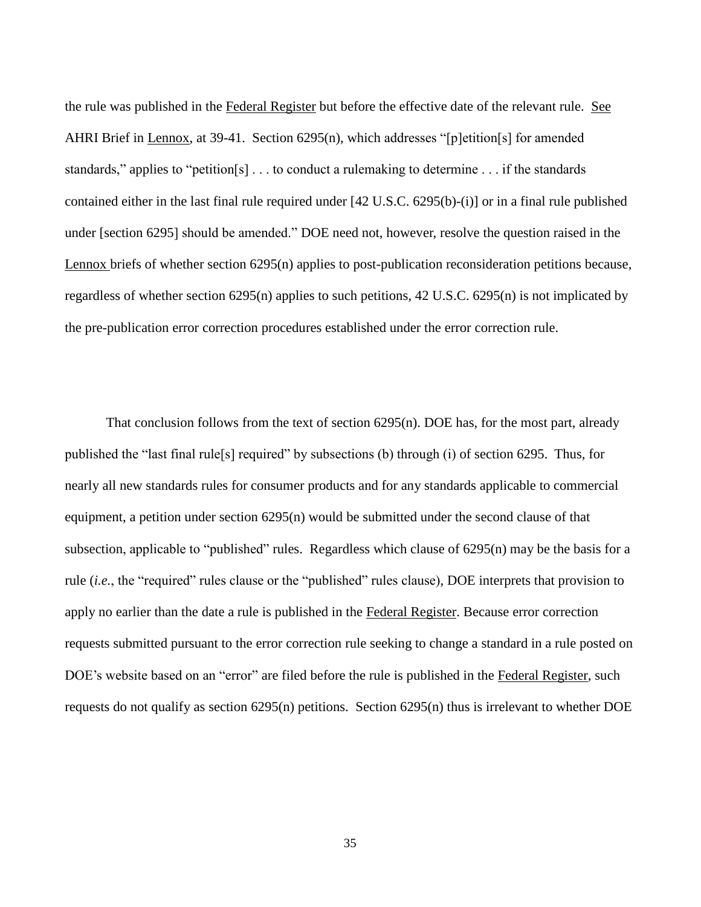the rule was published in the Federal Register but before the effective date of the relevant rule. See AHRI Brief in Lennox, at 39-41. Section 6295(n), which addresses "[p]etition[s] for amended standards," applies to "petition[s] . . . to conduct a rulemaking to determine . . . if the standards contained either in the last final rule required under [42 U.S.C. 6295(b)-(i)] or in a final rule published under [section 6295] should be amended." DOE need not, however, resolve the question raised in the Lennox briefs of whether section 6295(n) applies to post-publication reconsideration petitions because, regardless of whether section 6295(n) applies to such petitions, 42 U.S.C. 6295(n) is not implicated by the pre-publication error correction procedures established under the error correction rule.

That conclusion follows from the text of section 6295(n). DOE has, for the most part, already published the "last final rule[s] required" by subsections (b) through (i) of section 6295. Thus, for nearly all new standards rules for consumer products and for any standards applicable to commercial equipment, a petition under section 6295(n) would be submitted under the second clause of that subsection, applicable to "published" rules. Regardless which clause of 6295(n) may be the basis for a rule (*i.e.*, the "required" rules clause or the "published" rules clause), DOE interprets that provision to apply no earlier than the date a rule is published in the Federal Register. Because error correction requests submitted pursuant to the error correction rule seeking to change a standard in a rule posted on DOE's website based on an "error" are filed before the rule is published in the Federal Register, such requests do not qualify as section 6295(n) petitions. Section 6295(n) thus is irrelevant to whether DOE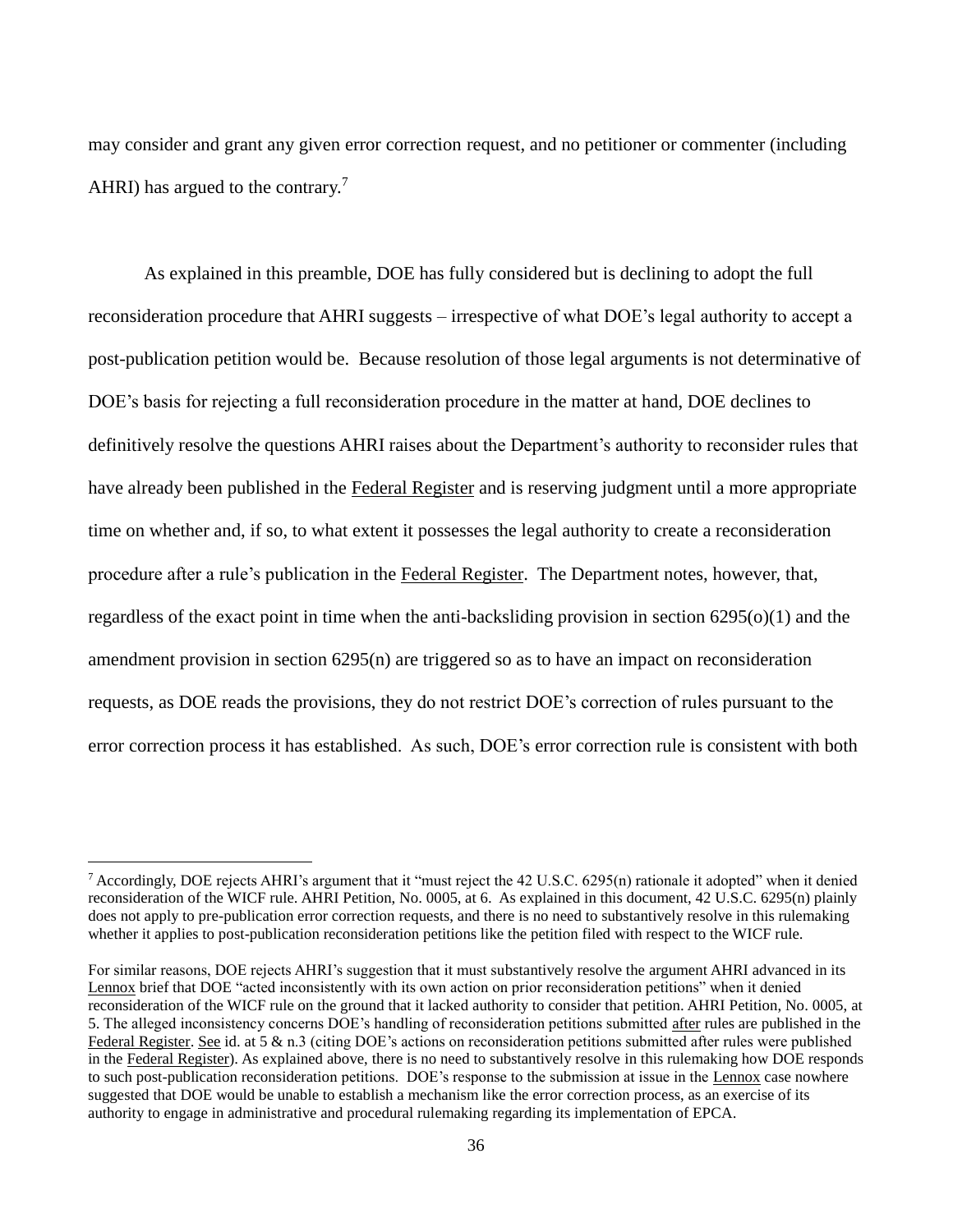may consider and grant any given error correction request, and no petitioner or commenter (including AHRI) has argued to the contrary.[7]

As explained in this preamble, DOE has fully considered but is declining to adopt the full reconsideration procedure that AHRI suggests – irrespective of what DOE's legal authority to accept a post-publication petition would be. Because resolution of those legal arguments is not determinative of DOE's basis for rejecting a full reconsideration procedure in the matter at hand, DOE declines to definitively resolve the questions AHRI raises about the Department's authority to reconsider rules that have already been published in the Federal Register and is reserving judgment until a more appropriate time on whether and, if so, to what extent it possesses the legal authority to create a reconsideration procedure after a rule's publication in the Federal Register. The Department notes, however, that, regardless of the exact point in time when the anti-backsliding provision in section 6295(o)(1) and the amendment provision in section 6295(n) are triggered so as to have an impact on reconsideration requests, as DOE reads the provisions, they do not restrict DOE's correction of rules pursuant to the error correction process it has established. As such, DOE's error correction rule is consistent with both

---

[7] Accordingly, DOE rejects AHRI's argument that it "must reject the 42 U.S.C. 6295(n) rationale it adopted" when it denied reconsideration of the WICF rule. AHRI Petition, No. 0005, at 6. As explained in this document, 42 U.S.C. 6295(n) plainly does not apply to pre-publication error correction requests, and there is no need to substantively resolve in this rulemaking whether it applies to post-publication reconsideration petitions like the petition filed with respect to the WICF rule.

For similar reasons, DOE rejects AHRI's suggestion that it must substantively resolve the argument AHRI advanced in its Lennox brief that DOE "acted inconsistently with its own action on prior reconsideration petitions" when it denied reconsideration of the WICF rule on the ground that it lacked authority to consider that petition. AHRI Petition, No. 0005, at 5. The alleged inconsistency concerns DOE's handling of reconsideration petitions submitted after rules are published in the Federal Register. See id. at 5 & n.3 (citing DOE's actions on reconsideration petitions submitted after rules were published in the Federal Register). As explained above, there is no need to substantively resolve in this rulemaking how DOE responds to such post-publication reconsideration petitions. DOE's response to the submission at issue in the Lennox case nowhere suggested that DOE would be unable to establish a mechanism like the error correction process, as an exercise of its authority to engage in administrative and procedural rulemaking regarding its implementation of EPCA.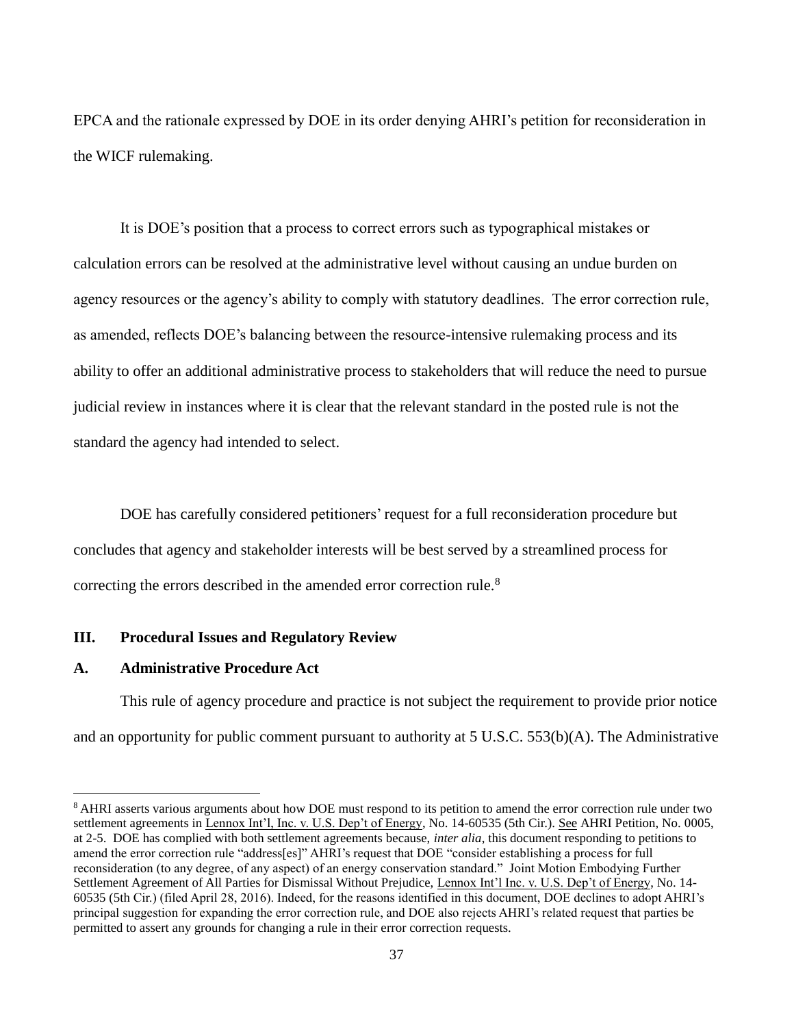EPCA and the rationale expressed by DOE in its order denying AHRI's petition for reconsideration in the WICF rulemaking.

It is DOE's position that a process to correct errors such as typographical mistakes or calculation errors can be resolved at the administrative level without causing an undue burden on agency resources or the agency's ability to comply with statutory deadlines. The error correction rule, as amended, reflects DOE's balancing between the resource-intensive rulemaking process and its ability to offer an additional administrative process to stakeholders that will reduce the need to pursue judicial review in instances where it is clear that the relevant standard in the posted rule is not the standard the agency had intended to select.

DOE has carefully considered petitioners' request for a full reconsideration procedure but concludes that agency and stakeholder interests will be best served by a streamlined process for correcting the errors described in the amended error correction rule.[8]

## III. Procedural Issues and Regulatory Review

### A. Administrative Procedure Act

This rule of agency procedure and practice is not subject the requirement to provide prior notice and an opportunity for public comment pursuant to authority at 5 U.S.C. 553(b)(A). The Administrative

[8] AHRI asserts various arguments about how DOE must respond to its petition to amend the error correction rule under two settlement agreements in Lennox Int'l, Inc. v. U.S. Dep't of Energy, No. 14-60535 (5th Cir.). See AHRI Petition, No. 0005, at 2-5. DOE has complied with both settlement agreements because, *inter alia*, this document responding to petitions to amend the error correction rule "address[es]" AHRI's request that DOE "consider establishing a process for full reconsideration (to any degree, of any aspect) of an energy conservation standard." Joint Motion Embodying Further Settlement Agreement of All Parties for Dismissal Without Prejudice, Lennox Int'l Inc. v. U.S. Dep't of Energy, No. 14-60535 (5th Cir.) (filed April 28, 2016). Indeed, for the reasons identified in this document, DOE declines to adopt AHRI's principal suggestion for expanding the error correction rule, and DOE also rejects AHRI's related request that parties be permitted to assert any grounds for changing a rule in their error correction requests.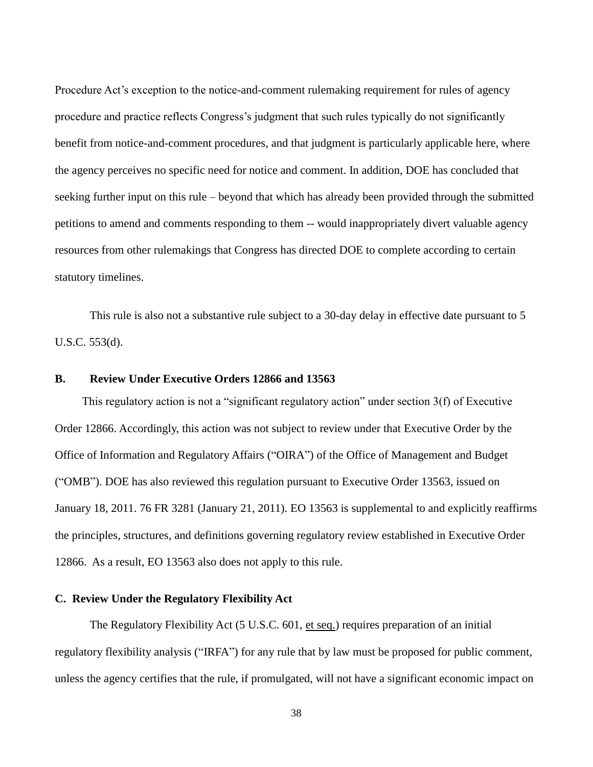Procedure Act's exception to the notice-and-comment rulemaking requirement for rules of agency procedure and practice reflects Congress's judgment that such rules typically do not significantly benefit from notice-and-comment procedures, and that judgment is particularly applicable here, where the agency perceives no specific need for notice and comment. In addition, DOE has concluded that seeking further input on this rule – beyond that which has already been provided through the submitted petitions to amend and comments responding to them -- would inappropriately divert valuable agency resources from other rulemakings that Congress has directed DOE to complete according to certain statutory timelines.

This rule is also not a substantive rule subject to a 30-day delay in effective date pursuant to 5 U.S.C. 553(d).

### B. Review Under Executive Orders 12866 and 13563

This regulatory action is not a "significant regulatory action" under section 3(f) of Executive Order 12866. Accordingly, this action was not subject to review under that Executive Order by the Office of Information and Regulatory Affairs ("OIRA") of the Office of Management and Budget ("OMB"). DOE has also reviewed this regulation pursuant to Executive Order 13563, issued on January 18, 2011. 76 FR 3281 (January 21, 2011). EO 13563 is supplemental to and explicitly reaffirms the principles, structures, and definitions governing regulatory review established in Executive Order 12866. As a result, EO 13563 also does not apply to this rule.

### C. Review Under the Regulatory Flexibility Act

The Regulatory Flexibility Act (5 U.S.C. 601, et seq.) requires preparation of an initial regulatory flexibility analysis ("IRFA") for any rule that by law must be proposed for public comment, unless the agency certifies that the rule, if promulgated, will not have a significant economic impact on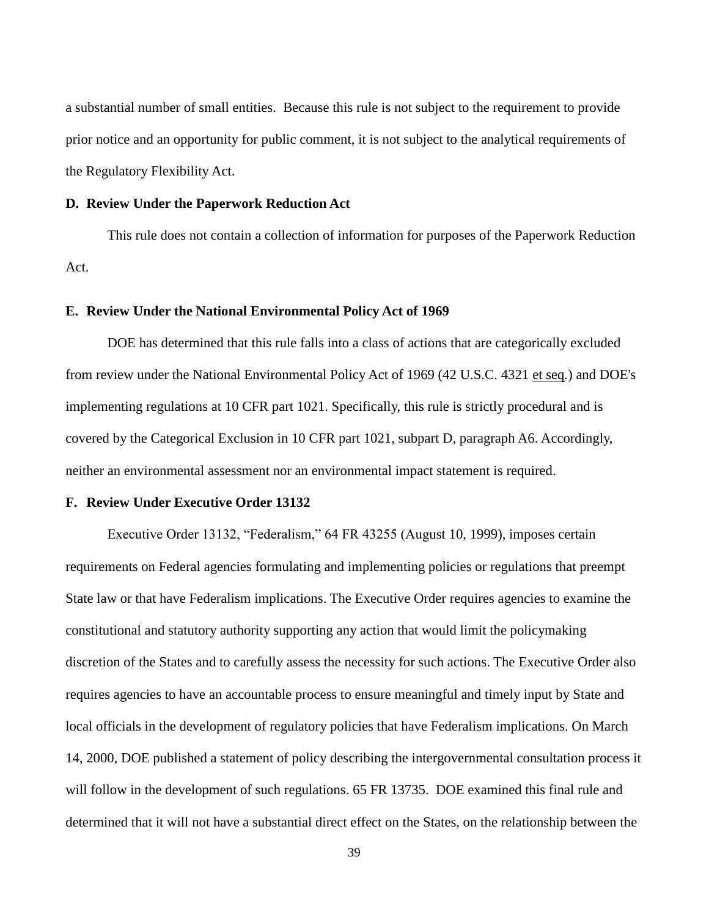a substantial number of small entities. Because this rule is not subject to the requirement to provide prior notice and an opportunity for public comment, it is not subject to the analytical requirements of the Regulatory Flexibility Act.

### D. Review Under the Paperwork Reduction Act

This rule does not contain a collection of information for purposes of the Paperwork Reduction Act.

### E. Review Under the National Environmental Policy Act of 1969

DOE has determined that this rule falls into a class of actions that are categorically excluded from review under the National Environmental Policy Act of 1969 (42 U.S.C. 4321 et seq.) and DOE's implementing regulations at 10 CFR part 1021. Specifically, this rule is strictly procedural and is covered by the Categorical Exclusion in 10 CFR part 1021, subpart D, paragraph A6. Accordingly, neither an environmental assessment nor an environmental impact statement is required.

### F. Review Under Executive Order 13132

Executive Order 13132, "Federalism," 64 FR 43255 (August 10, 1999), imposes certain requirements on Federal agencies formulating and implementing policies or regulations that preempt State law or that have Federalism implications. The Executive Order requires agencies to examine the constitutional and statutory authority supporting any action that would limit the policymaking discretion of the States and to carefully assess the necessity for such actions. The Executive Order also requires agencies to have an accountable process to ensure meaningful and timely input by State and local officials in the development of regulatory policies that have Federalism implications. On March 14, 2000, DOE published a statement of policy describing the intergovernmental consultation process it will follow in the development of such regulations. 65 FR 13735. DOE examined this final rule and determined that it will not have a substantial direct effect on the States, on the relationship between the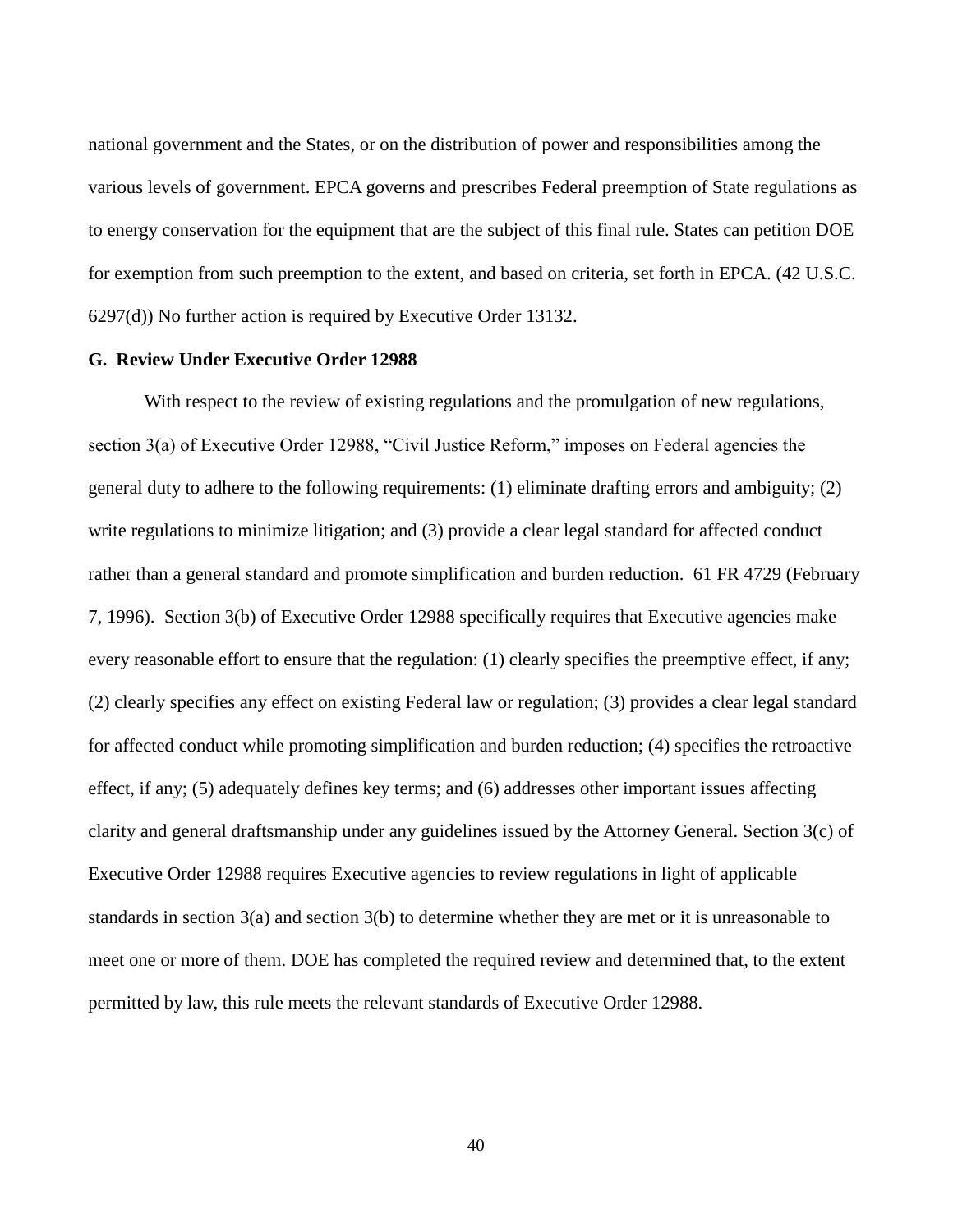national government and the States, or on the distribution of power and responsibilities among the various levels of government. EPCA governs and prescribes Federal preemption of State regulations as to energy conservation for the equipment that are the subject of this final rule. States can petition DOE for exemption from such preemption to the extent, and based on criteria, set forth in EPCA. (42 U.S.C. 6297(d)) No further action is required by Executive Order 13132.

### G. Review Under Executive Order 12988

With respect to the review of existing regulations and the promulgation of new regulations, section 3(a) of Executive Order 12988, “Civil Justice Reform,” imposes on Federal agencies the general duty to adhere to the following requirements: (1) eliminate drafting errors and ambiguity; (2) write regulations to minimize litigation; and (3) provide a clear legal standard for affected conduct rather than a general standard and promote simplification and burden reduction. 61 FR 4729 (February 7, 1996). Section 3(b) of Executive Order 12988 specifically requires that Executive agencies make every reasonable effort to ensure that the regulation: (1) clearly specifies the preemptive effect, if any; (2) clearly specifies any effect on existing Federal law or regulation; (3) provides a clear legal standard for affected conduct while promoting simplification and burden reduction; (4) specifies the retroactive effect, if any; (5) adequately defines key terms; and (6) addresses other important issues affecting clarity and general draftsmanship under any guidelines issued by the Attorney General. Section 3(c) of Executive Order 12988 requires Executive agencies to review regulations in light of applicable standards in section 3(a) and section 3(b) to determine whether they are met or it is unreasonable to meet one or more of them. DOE has completed the required review and determined that, to the extent permitted by law, this rule meets the relevant standards of Executive Order 12988.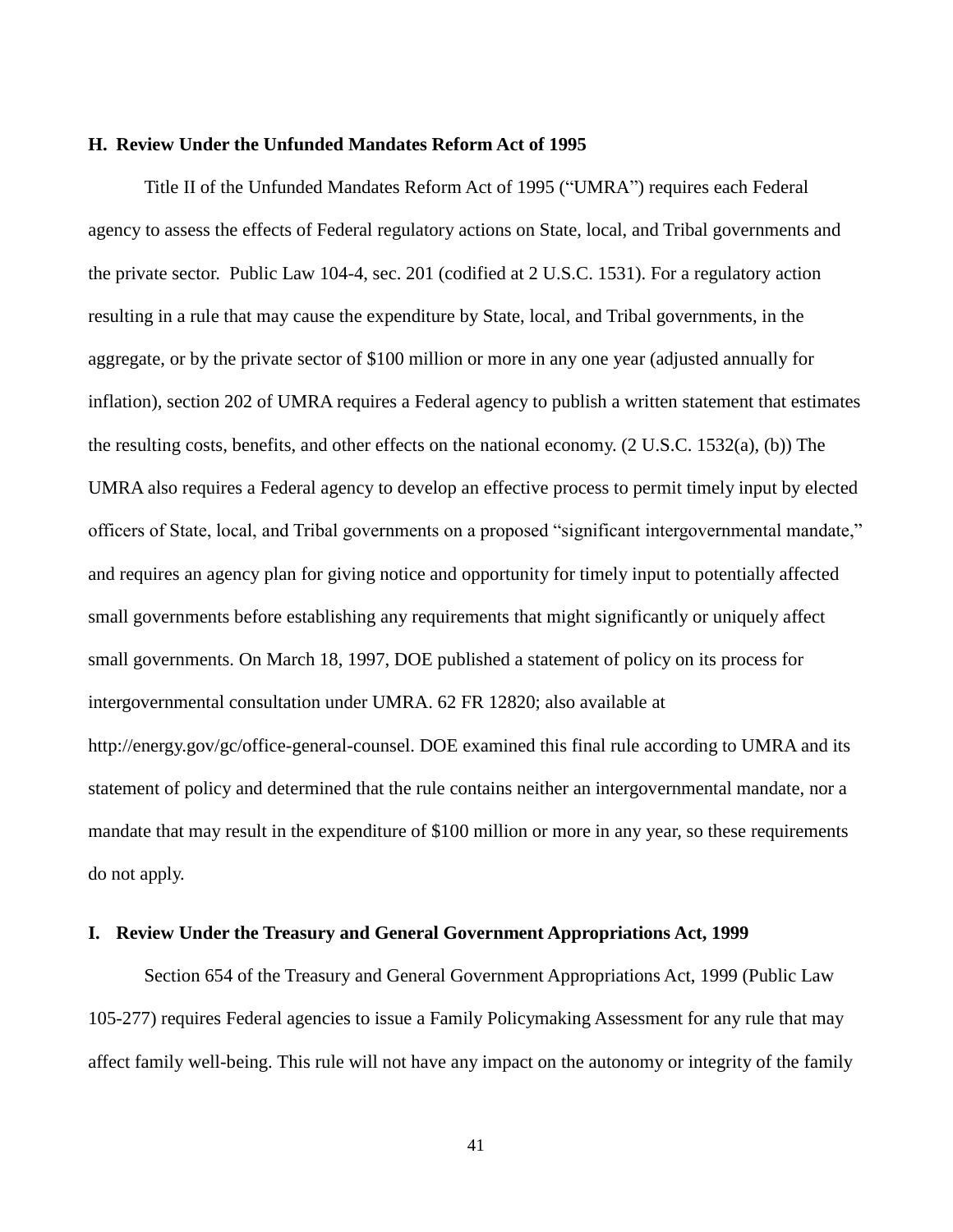### H. Review Under the Unfunded Mandates Reform Act of 1995

Title II of the Unfunded Mandates Reform Act of 1995 ("UMRA") requires each Federal agency to assess the effects of Federal regulatory actions on State, local, and Tribal governments and the private sector. Public Law 104-4, sec. 201 (codified at 2 U.S.C. 1531). For a regulatory action resulting in a rule that may cause the expenditure by State, local, and Tribal governments, in the aggregate, or by the private sector of $100 million or more in any one year (adjusted annually for inflation), section 202 of UMRA requires a Federal agency to publish a written statement that estimates the resulting costs, benefits, and other effects on the national economy. (2 U.S.C. 1532(a), (b)) The UMRA also requires a Federal agency to develop an effective process to permit timely input by elected officers of State, local, and Tribal governments on a proposed "significant intergovernmental mandate," and requires an agency plan for giving notice and opportunity for timely input to potentially affected small governments before establishing any requirements that might significantly or uniquely affect small governments. On March 18, 1997, DOE published a statement of policy on its process for intergovernmental consultation under UMRA. 62 FR 12820; also available at http://energy.gov/gc/office-general-counsel. DOE examined this final rule according to UMRA and its statement of policy and determined that the rule contains neither an intergovernmental mandate, nor a mandate that may result in the expenditure of $100 million or more in any year, so these requirements do not apply.

### I. Review Under the Treasury and General Government Appropriations Act, 1999

Section 654 of the Treasury and General Government Appropriations Act, 1999 (Public Law 105-277) requires Federal agencies to issue a Family Policymaking Assessment for any rule that may affect family well-being. This rule will not have any impact on the autonomy or integrity of the family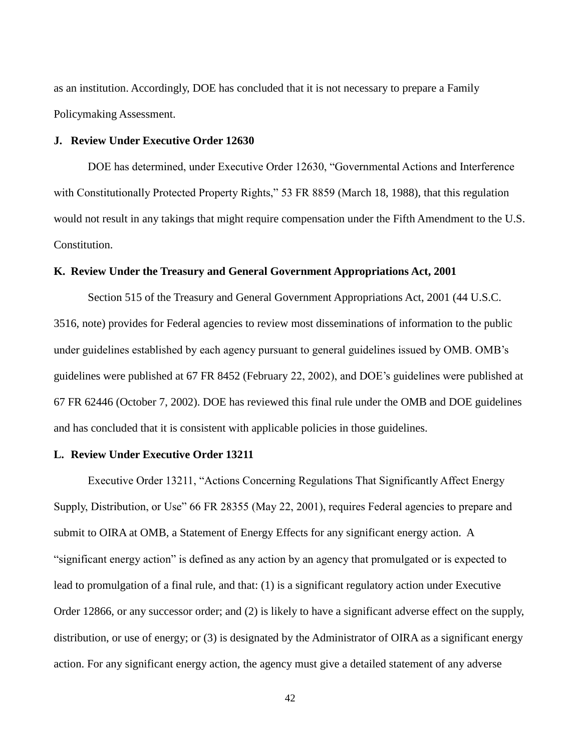as an institution. Accordingly, DOE has concluded that it is not necessary to prepare a Family Policymaking Assessment.

### J. Review Under Executive Order 12630

DOE has determined, under Executive Order 12630, "Governmental Actions and Interference with Constitutionally Protected Property Rights," 53 FR 8859 (March 18, 1988), that this regulation would not result in any takings that might require compensation under the Fifth Amendment to the U.S. Constitution.

### K. Review Under the Treasury and General Government Appropriations Act, 2001

Section 515 of the Treasury and General Government Appropriations Act, 2001 (44 U.S.C. 3516, note) provides for Federal agencies to review most disseminations of information to the public under guidelines established by each agency pursuant to general guidelines issued by OMB. OMB's guidelines were published at 67 FR 8452 (February 22, 2002), and DOE's guidelines were published at 67 FR 62446 (October 7, 2002). DOE has reviewed this final rule under the OMB and DOE guidelines and has concluded that it is consistent with applicable policies in those guidelines.

### L. Review Under Executive Order 13211

Executive Order 13211, "Actions Concerning Regulations That Significantly Affect Energy Supply, Distribution, or Use" 66 FR 28355 (May 22, 2001), requires Federal agencies to prepare and submit to OIRA at OMB, a Statement of Energy Effects for any significant energy action. A "significant energy action" is defined as any action by an agency that promulgated or is expected to lead to promulgation of a final rule, and that: (1) is a significant regulatory action under Executive Order 12866, or any successor order; and (2) is likely to have a significant adverse effect on the supply, distribution, or use of energy; or (3) is designated by the Administrator of OIRA as a significant energy action. For any significant energy action, the agency must give a detailed statement of any adverse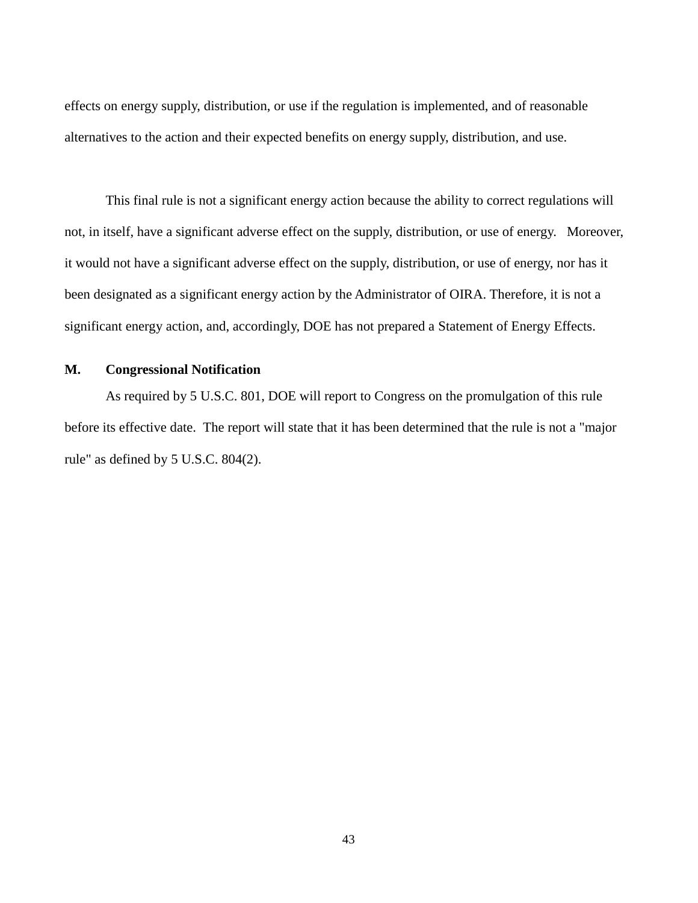effects on energy supply, distribution, or use if the regulation is implemented, and of reasonable alternatives to the action and their expected benefits on energy supply, distribution, and use.

This final rule is not a significant energy action because the ability to correct regulations will not, in itself, have a significant adverse effect on the supply, distribution, or use of energy. Moreover, it would not have a significant adverse effect on the supply, distribution, or use of energy, nor has it been designated as a significant energy action by the Administrator of OIRA. Therefore, it is not a significant energy action, and, accordingly, DOE has not prepared a Statement of Energy Effects.

**M. Congressional Notification**

As required by 5 U.S.C. 801, DOE will report to Congress on the promulgation of this rule before its effective date. The report will state that it has been determined that the rule is not a "major rule" as defined by 5 U.S.C. 804(2).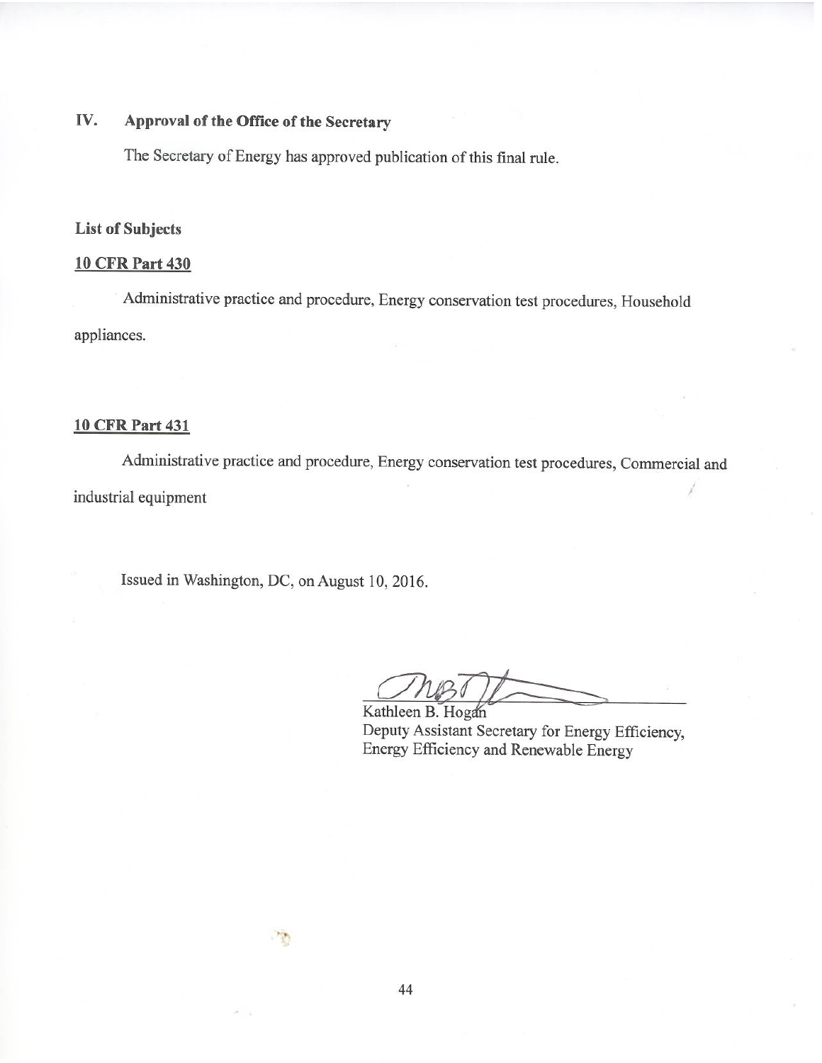## IV. Approval of the Office of the Secretary

The Secretary of Energy has approved publication of this final rule.

**List of Subjects**

**10 CFR Part 430**

Administrative practice and procedure, Energy conservation test procedures, Household appliances.

**10 CFR Part 431**

Administrative practice and procedure, Energy conservation test procedures, Commercial and industrial equipment

Issued in Washington, DC, on August 10, 2016.

Kathleen B. Hogan
Deputy Assistant Secretary for Energy Efficiency,
Energy Efficiency and Renewable Energy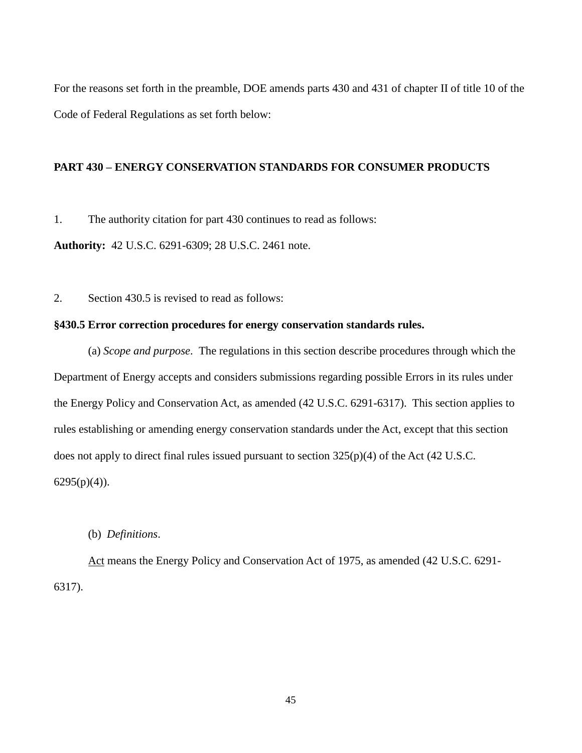For the reasons set forth in the preamble, DOE amends parts 430 and 431 of chapter II of title 10 of the Code of Federal Regulations as set forth below:

**PART 430 – ENERGY CONSERVATION STANDARDS FOR CONSUMER PRODUCTS**

1. The authority citation for part 430 continues to read as follows:

**Authority:** 42 U.S.C. 6291-6309; 28 U.S.C. 2461 note.

2. Section 430.5 is revised to read as follows:

**§430.5 Error correction procedures for energy conservation standards rules.**

(a) *Scope and purpose*. The regulations in this section describe procedures through which the Department of Energy accepts and considers submissions regarding possible Errors in its rules under the Energy Policy and Conservation Act, as amended (42 U.S.C. 6291-6317). This section applies to rules establishing or amending energy conservation standards under the Act, except that this section does not apply to direct final rules issued pursuant to section 325(p)(4) of the Act (42 U.S.C. 6295(p)(4)).

(b) *Definitions*.

Act means the Energy Policy and Conservation Act of 1975, as amended (42 U.S.C. 6291-6317).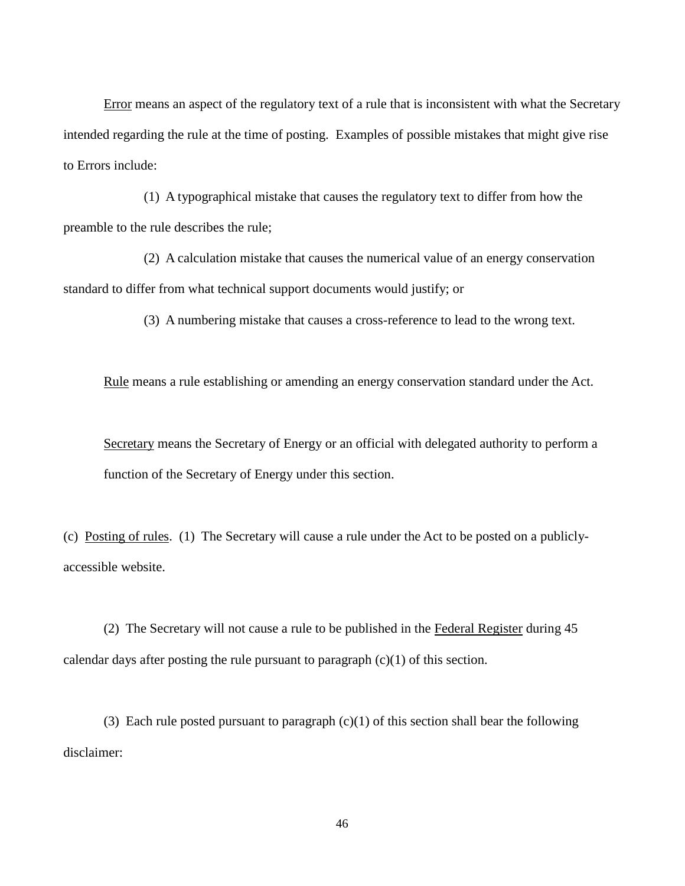Error means an aspect of the regulatory text of a rule that is inconsistent with what the Secretary intended regarding the rule at the time of posting. Examples of possible mistakes that might give rise to Errors include:

(1) A typographical mistake that causes the regulatory text to differ from how the preamble to the rule describes the rule;

(2) A calculation mistake that causes the numerical value of an energy conservation standard to differ from what technical support documents would justify; or

(3) A numbering mistake that causes a cross-reference to lead to the wrong text.

Rule means a rule establishing or amending an energy conservation standard under the Act.

Secretary means the Secretary of Energy or an official with delegated authority to perform a function of the Secretary of Energy under this section.

(c) Posting of rules. (1) The Secretary will cause a rule under the Act to be posted on a publicly-accessible website.

(2) The Secretary will not cause a rule to be published in the Federal Register during 45 calendar days after posting the rule pursuant to paragraph (c)(1) of this section.

(3) Each rule posted pursuant to paragraph (c)(1) of this section shall bear the following disclaimer: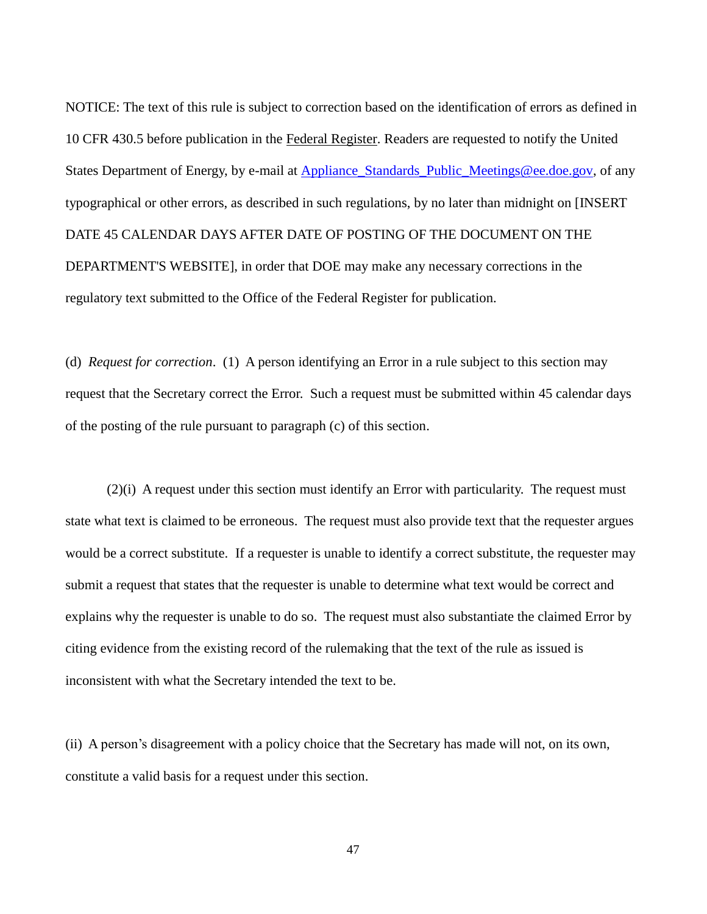NOTICE: The text of this rule is subject to correction based on the identification of errors as defined in 10 CFR 430.5 before publication in the Federal Register. Readers are requested to notify the United States Department of Energy, by e-mail at Appliance_Standards_Public_Meetings@ee.doe.gov, of any typographical or other errors, as described in such regulations, by no later than midnight on [INSERT DATE 45 CALENDAR DAYS AFTER DATE OF POSTING OF THE DOCUMENT ON THE DEPARTMENT'S WEBSITE], in order that DOE may make any necessary corrections in the regulatory text submitted to the Office of the Federal Register for publication.

(d) *Request for correction*. (1) A person identifying an Error in a rule subject to this section may request that the Secretary correct the Error. Such a request must be submitted within 45 calendar days of the posting of the rule pursuant to paragraph (c) of this section.

(2)(i) A request under this section must identify an Error with particularity. The request must state what text is claimed to be erroneous. The request must also provide text that the requester argues would be a correct substitute. If a requester is unable to identify a correct substitute, the requester may submit a request that states that the requester is unable to determine what text would be correct and explains why the requester is unable to do so. The request must also substantiate the claimed Error by citing evidence from the existing record of the rulemaking that the text of the rule as issued is inconsistent with what the Secretary intended the text to be.

(ii) A person's disagreement with a policy choice that the Secretary has made will not, on its own, constitute a valid basis for a request under this section.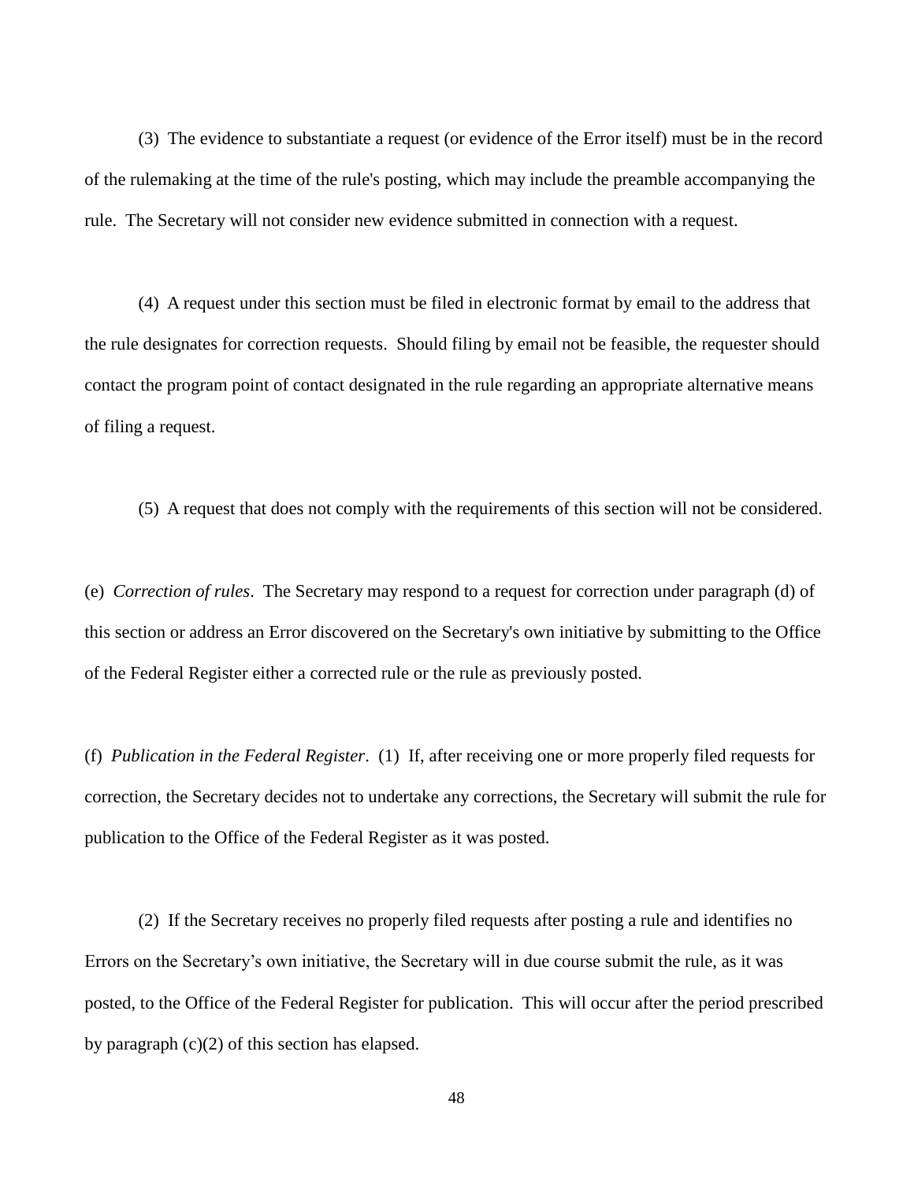(3) The evidence to substantiate a request (or evidence of the Error itself) must be in the record of the rulemaking at the time of the rule's posting, which may include the preamble accompanying the rule. The Secretary will not consider new evidence submitted in connection with a request.

(4) A request under this section must be filed in electronic format by email to the address that the rule designates for correction requests. Should filing by email not be feasible, the requester should contact the program point of contact designated in the rule regarding an appropriate alternative means of filing a request.

(5) A request that does not comply with the requirements of this section will not be considered.

(e) *Correction of rules*. The Secretary may respond to a request for correction under paragraph (d) of this section or address an Error discovered on the Secretary's own initiative by submitting to the Office of the Federal Register either a corrected rule or the rule as previously posted.

(f) *Publication in the Federal Register*. (1) If, after receiving one or more properly filed requests for correction, the Secretary decides not to undertake any corrections, the Secretary will submit the rule for publication to the Office of the Federal Register as it was posted.

(2) If the Secretary receives no properly filed requests after posting a rule and identifies no Errors on the Secretary's own initiative, the Secretary will in due course submit the rule, as it was posted, to the Office of the Federal Register for publication. This will occur after the period prescribed by paragraph (c)(2) of this section has elapsed.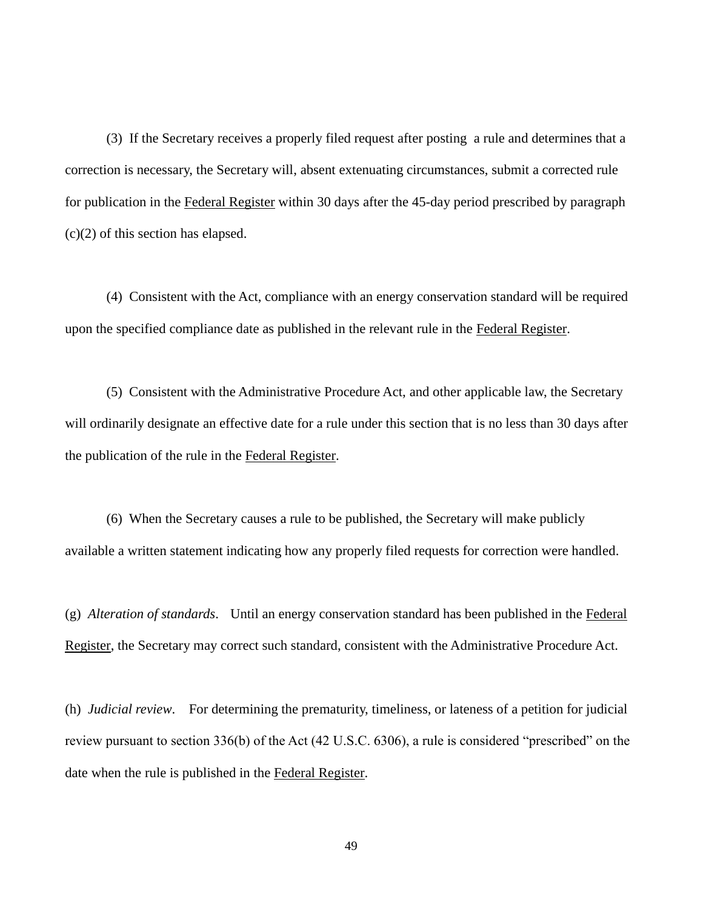(3) If the Secretary receives a properly filed request after posting a rule and determines that a correction is necessary, the Secretary will, absent extenuating circumstances, submit a corrected rule for publication in the Federal Register within 30 days after the 45-day period prescribed by paragraph (c)(2) of this section has elapsed.

(4) Consistent with the Act, compliance with an energy conservation standard will be required upon the specified compliance date as published in the relevant rule in the Federal Register.

(5) Consistent with the Administrative Procedure Act, and other applicable law, the Secretary will ordinarily designate an effective date for a rule under this section that is no less than 30 days after the publication of the rule in the Federal Register.

(6) When the Secretary causes a rule to be published, the Secretary will make publicly available a written statement indicating how any properly filed requests for correction were handled.

(g) *Alteration of standards*. Until an energy conservation standard has been published in the Federal Register, the Secretary may correct such standard, consistent with the Administrative Procedure Act.

(h) *Judicial review*. For determining the prematurity, timeliness, or lateness of a petition for judicial review pursuant to section 336(b) of the Act (42 U.S.C. 6306), a rule is considered "prescribed" on the date when the rule is published in the Federal Register.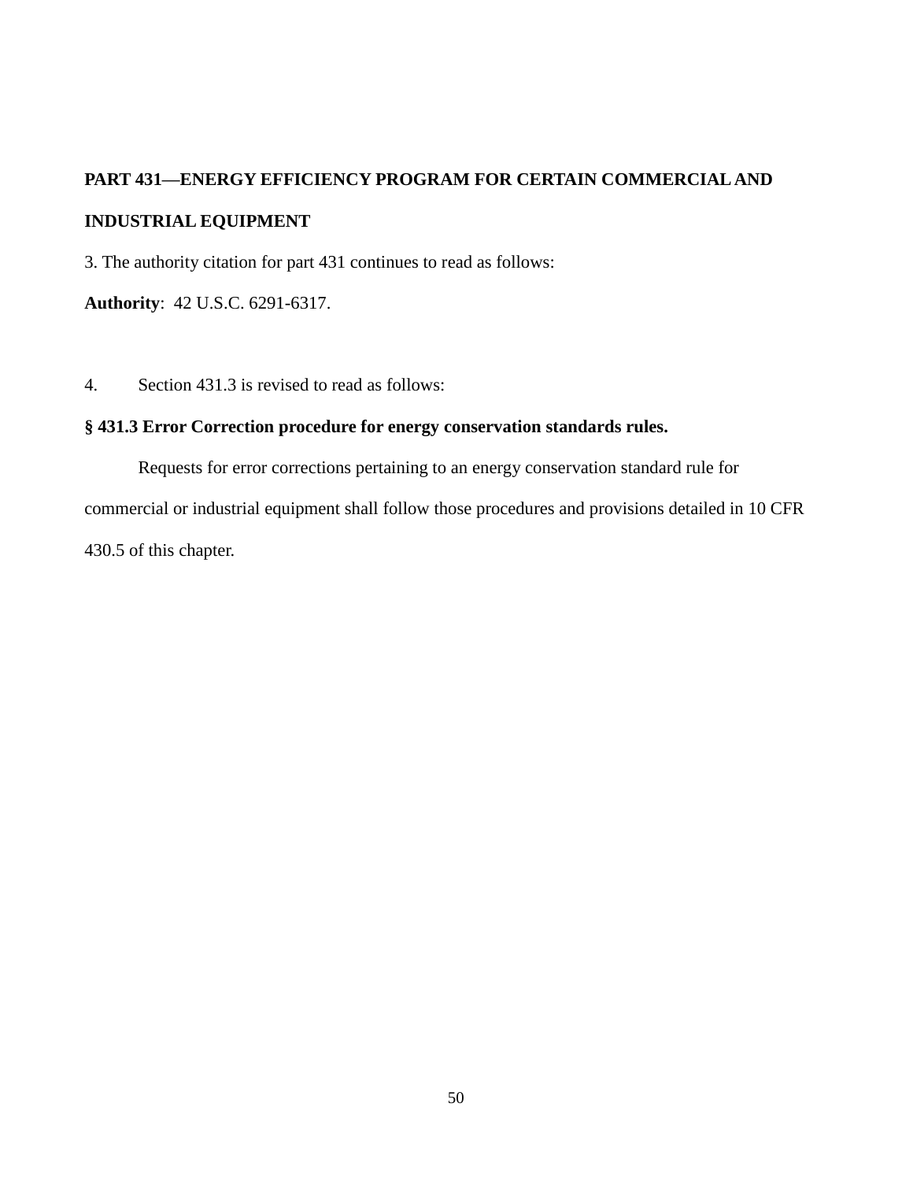**PART 431—ENERGY EFFICIENCY PROGRAM FOR CERTAIN COMMERCIAL AND INDUSTRIAL EQUIPMENT**

3. The authority citation for part 431 continues to read as follows:

**Authority**: 42 U.S.C. 6291-6317.

4. Section 431.3 is revised to read as follows:

**§ 431.3 Error Correction procedure for energy conservation standards rules.**

Requests for error corrections pertaining to an energy conservation standard rule for commercial or industrial equipment shall follow those procedures and provisions detailed in 10 CFR 430.5 of this chapter.